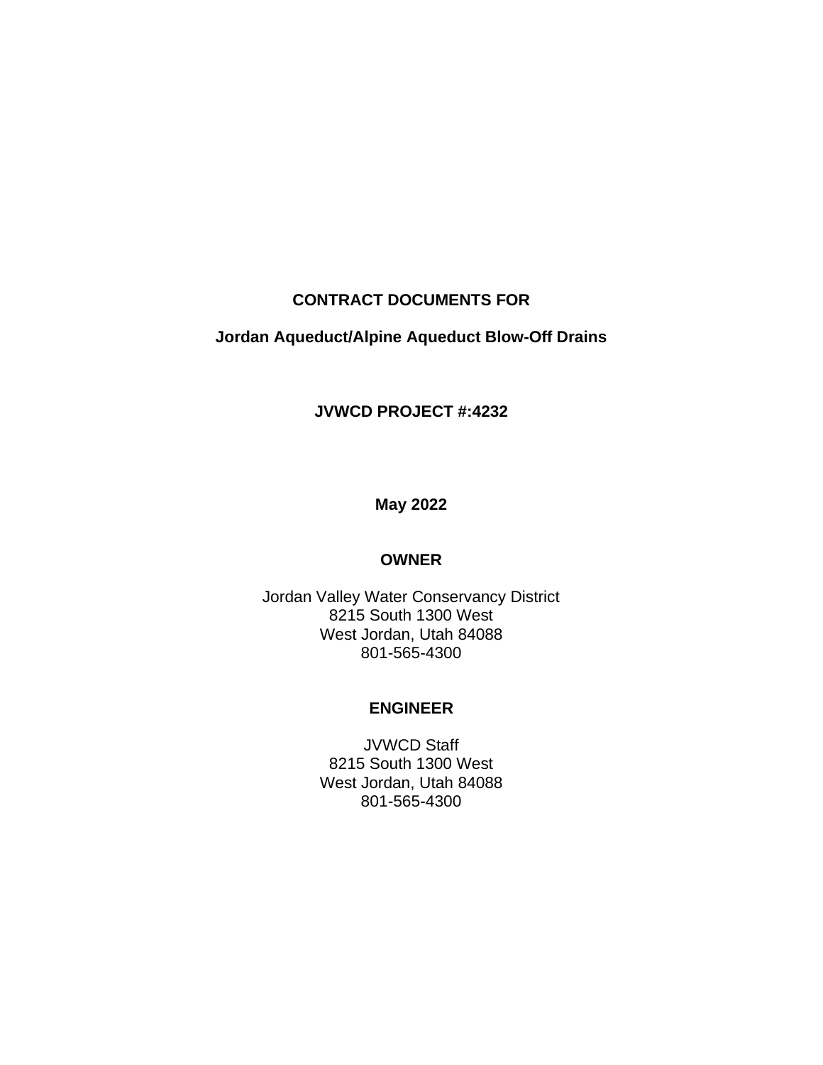# CONTRACT DOCUMENTS FOR

## Jordan Aqueduct/Alpine Aqueduct Blow-Off Drains

**JVWCD PROJECT #:4232**

**May 2022**

**OWNER**

Jordan Valley Water Conservancy District
8215 South 1300 West
West Jordan, Utah 84088
801-565-4300

**ENGINEER**

JVWCD Staff
8215 South 1300 West
West Jordan, Utah 84088
801-565-4300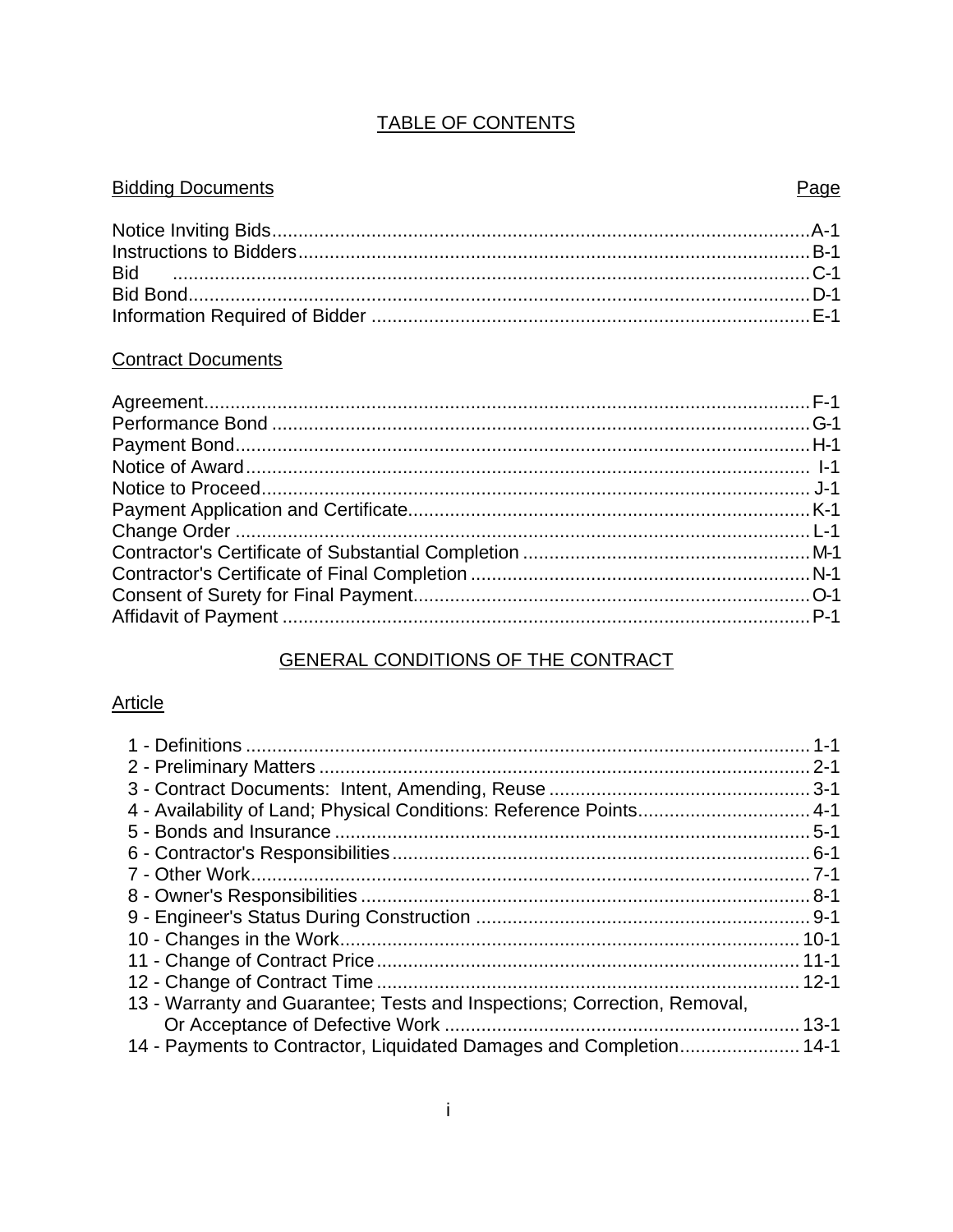# TABLE OF CONTENTS

| Bidding Documents | Page |
|---|---|
| Notice Inviting Bids | A-1 |
| Instructions to Bidders | B-1 |
| Bid | C-1 |
| Bid Bond | D-1 |
| Information Required of Bidder | E-1 |

| Contract Documents | |
|---|---|
| Agreement | F-1 |
| Performance Bond | G-1 |
| Payment Bond | H-1 |
| Notice of Award | I-1 |
| Notice to Proceed | J-1 |
| Payment Application and Certificate | K-1 |
| Change Order | L-1 |
| Contractor's Certificate of Substantial Completion | M-1 |
| Contractor's Certificate of Final Completion | N-1 |
| Consent of Surety for Final Payment | O-1 |
| Affidavit of Payment | P-1 |

## GENERAL CONDITIONS OF THE CONTRACT

| Article | |
|---|---|
| 1 - Definitions | 1-1 |
| 2 - Preliminary Matters | 2-1 |
| 3 - Contract Documents: Intent, Amending, Reuse | 3-1 |
| 4 - Availability of Land; Physical Conditions: Reference Points | 4-1 |
| 5 - Bonds and Insurance | 5-1 |
| 6 - Contractor's Responsibilities | 6-1 |
| 7 - Other Work | 7-1 |
| 8 - Owner's Responsibilities | 8-1 |
| 9 - Engineer's Status During Construction | 9-1 |
| 10 - Changes in the Work | 10-1 |
| 11 - Change of Contract Price | 11-1 |
| 12 - Change of Contract Time | 12-1 |
| 13 - Warranty and Guarantee; Tests and Inspections; Correction, Removal, Or Acceptance of Defective Work | 13-1 |
| 14 - Payments to Contractor, Liquidated Damages and Completion | 14-1 |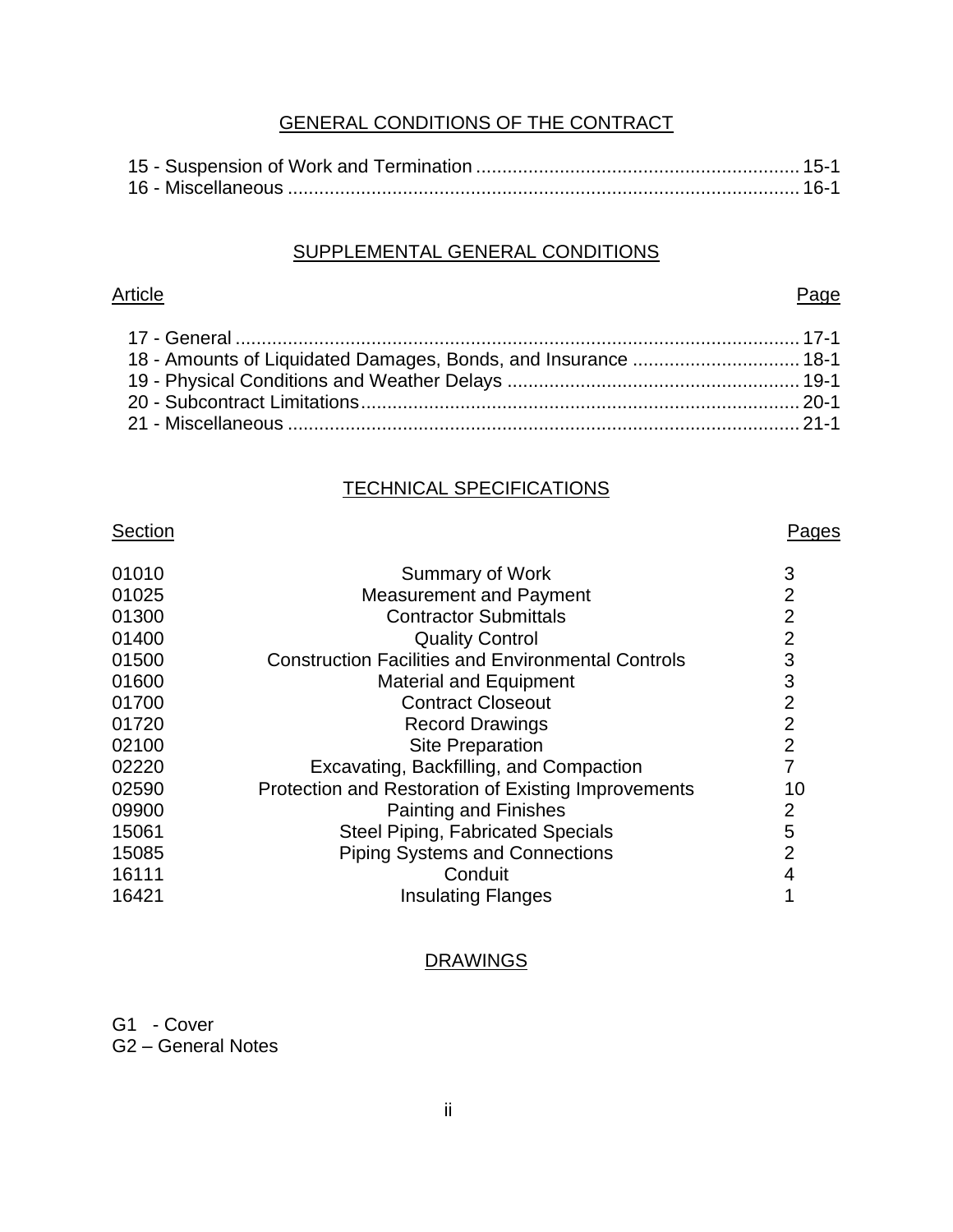## GENERAL CONDITIONS OF THE CONTRACT

15 - Suspension of Work and Termination ............................................................. 15-1
16 - Miscellaneous ................................................................................................. 16-1

## SUPPLEMENTAL GENERAL CONDITIONS

| Article | Page |
|---|---|
| 17 - General | 17-1 |
| 18 - Amounts of Liquidated Damages, Bonds, and Insurance | 18-1 |
| 19 - Physical Conditions and Weather Delays | 19-1 |
| 20 - Subcontract Limitations | 20-1 |
| 21 - Miscellaneous | 21-1 |

## TECHNICAL SPECIFICATIONS

| Section | | Pages |
|---|---|---|
| 01010 | Summary of Work | 3 |
| 01025 | Measurement and Payment | 2 |
| 01300 | Contractor Submittals | 2 |
| 01400 | Quality Control | 2 |
| 01500 | Construction Facilities and Environmental Controls | 3 |
| 01600 | Material and Equipment | 3 |
| 01700 | Contract Closeout | 2 |
| 01720 | Record Drawings | 2 |
| 02100 | Site Preparation | 2 |
| 02220 | Excavating, Backfilling, and Compaction | 7 |
| 02590 | Protection and Restoration of Existing Improvements | 10 |
| 09900 | Painting and Finishes | 2 |
| 15061 | Steel Piping, Fabricated Specials | 5 |
| 15085 | Piping Systems and Connections | 2 |
| 16111 | Conduit | 4 |
| 16421 | Insulating Flanges | 1 |

## DRAWINGS

G1 - Cover
G2 – General Notes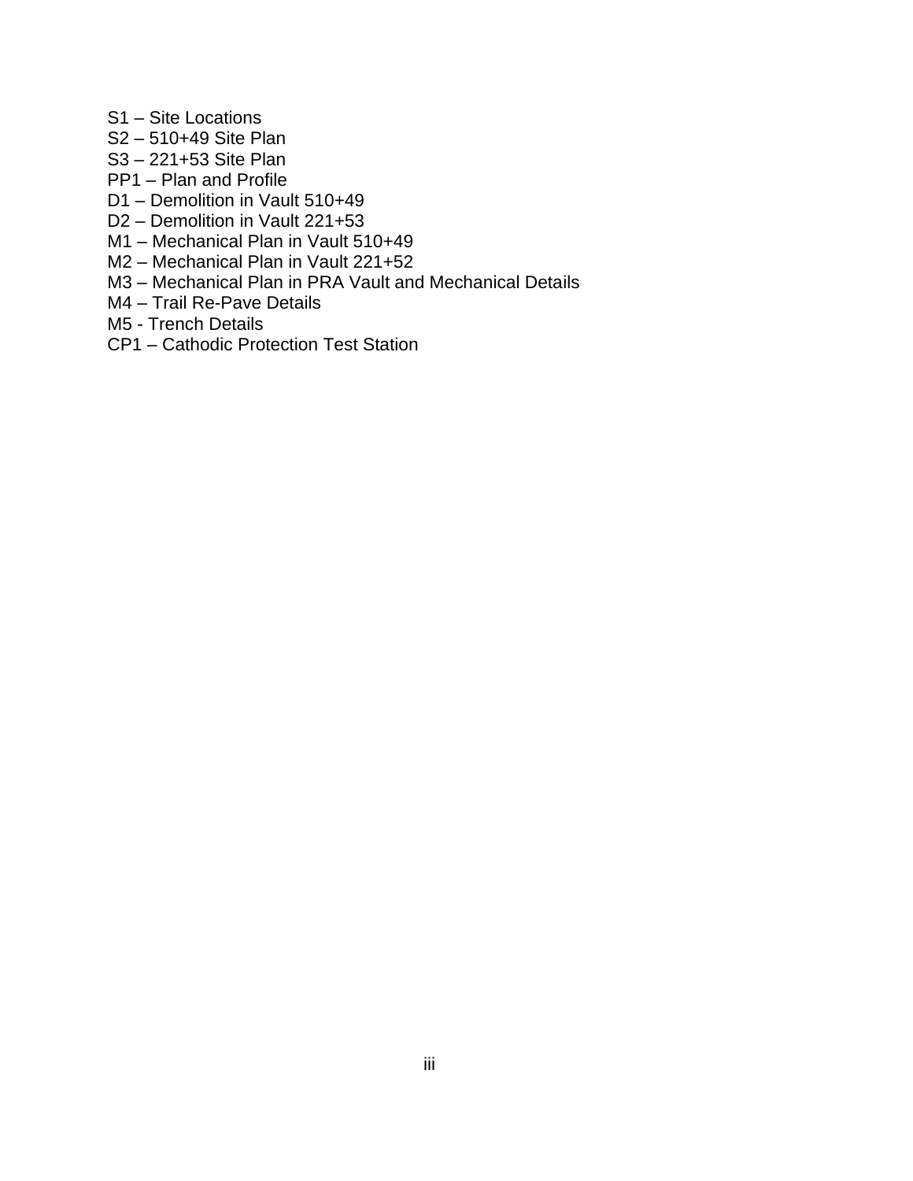S1 – Site Locations
S2 – 510+49 Site Plan
S3 – 221+53 Site Plan
PP1 – Plan and Profile
D1 – Demolition in Vault 510+49
D2 – Demolition in Vault 221+53
M1 – Mechanical Plan in Vault 510+49
M2 – Mechanical Plan in Vault 221+52
M3 – Mechanical Plan in PRA Vault and Mechanical Details
M4 – Trail Re-Pave Details
M5 - Trench Details
CP1 – Cathodic Protection Test Station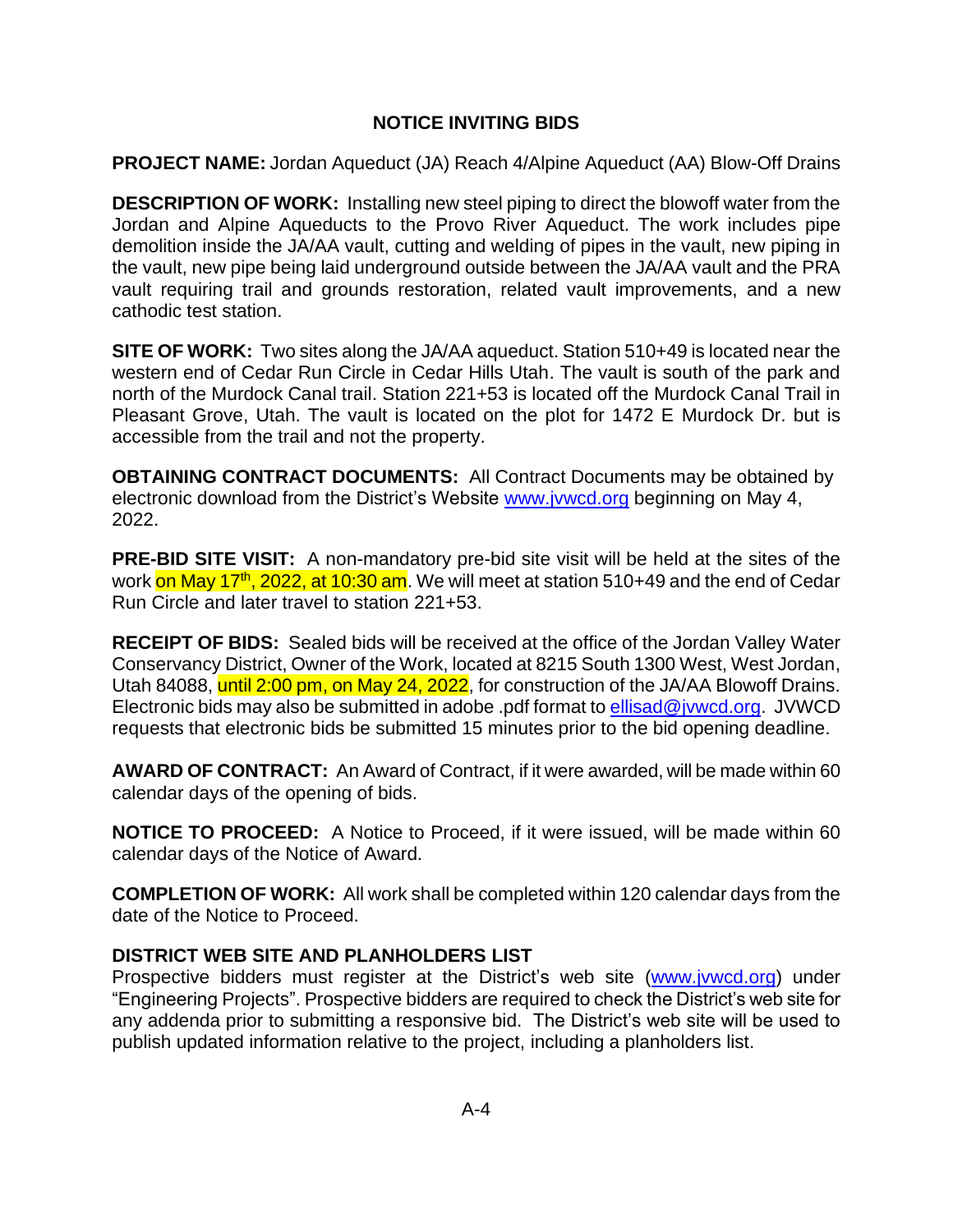# NOTICE INVITING BIDS

**PROJECT NAME:** Jordan Aqueduct (JA) Reach 4/Alpine Aqueduct (AA) Blow-Off Drains

**DESCRIPTION OF WORK:** Installing new steel piping to direct the blowoff water from the Jordan and Alpine Aqueducts to the Provo River Aqueduct. The work includes pipe demolition inside the JA/AA vault, cutting and welding of pipes in the vault, new piping in the vault, new pipe being laid underground outside between the JA/AA vault and the PRA vault requiring trail and grounds restoration, related vault improvements, and a new cathodic test station.

**SITE OF WORK:** Two sites along the JA/AA aqueduct. Station 510+49 is located near the western end of Cedar Run Circle in Cedar Hills Utah. The vault is south of the park and north of the Murdock Canal trail. Station 221+53 is located off the Murdock Canal Trail in Pleasant Grove, Utah. The vault is located on the plot for 1472 E Murdock Dr. but is accessible from the trail and not the property.

**OBTAINING CONTRACT DOCUMENTS:** All Contract Documents may be obtained by electronic download from the District's Website www.jvwcd.org beginning on May 4, 2022.

**PRE-BID SITE VISIT:** A non-mandatory pre-bid site visit will be held at the sites of the work on May 17th, 2022, at 10:30 am. We will meet at station 510+49 and the end of Cedar Run Circle and later travel to station 221+53.

**RECEIPT OF BIDS:** Sealed bids will be received at the office of the Jordan Valley Water Conservancy District, Owner of the Work, located at 8215 South 1300 West, West Jordan, Utah 84088, until 2:00 pm, on May 24, 2022, for construction of the JA/AA Blowoff Drains. Electronic bids may also be submitted in adobe .pdf format to ellisad@jvwcd.org. JVWCD requests that electronic bids be submitted 15 minutes prior to the bid opening deadline.

**AWARD OF CONTRACT:** An Award of Contract, if it were awarded, will be made within 60 calendar days of the opening of bids.

**NOTICE TO PROCEED:** A Notice to Proceed, if it were issued, will be made within 60 calendar days of the Notice of Award.

**COMPLETION OF WORK:** All work shall be completed within 120 calendar days from the date of the Notice to Proceed.

**DISTRICT WEB SITE AND PLANHOLDERS LIST**

Prospective bidders must register at the District's web site (www.jvwcd.org) under "Engineering Projects". Prospective bidders are required to check the District's web site for any addenda prior to submitting a responsive bid. The District's web site will be used to publish updated information relative to the project, including a planholders list.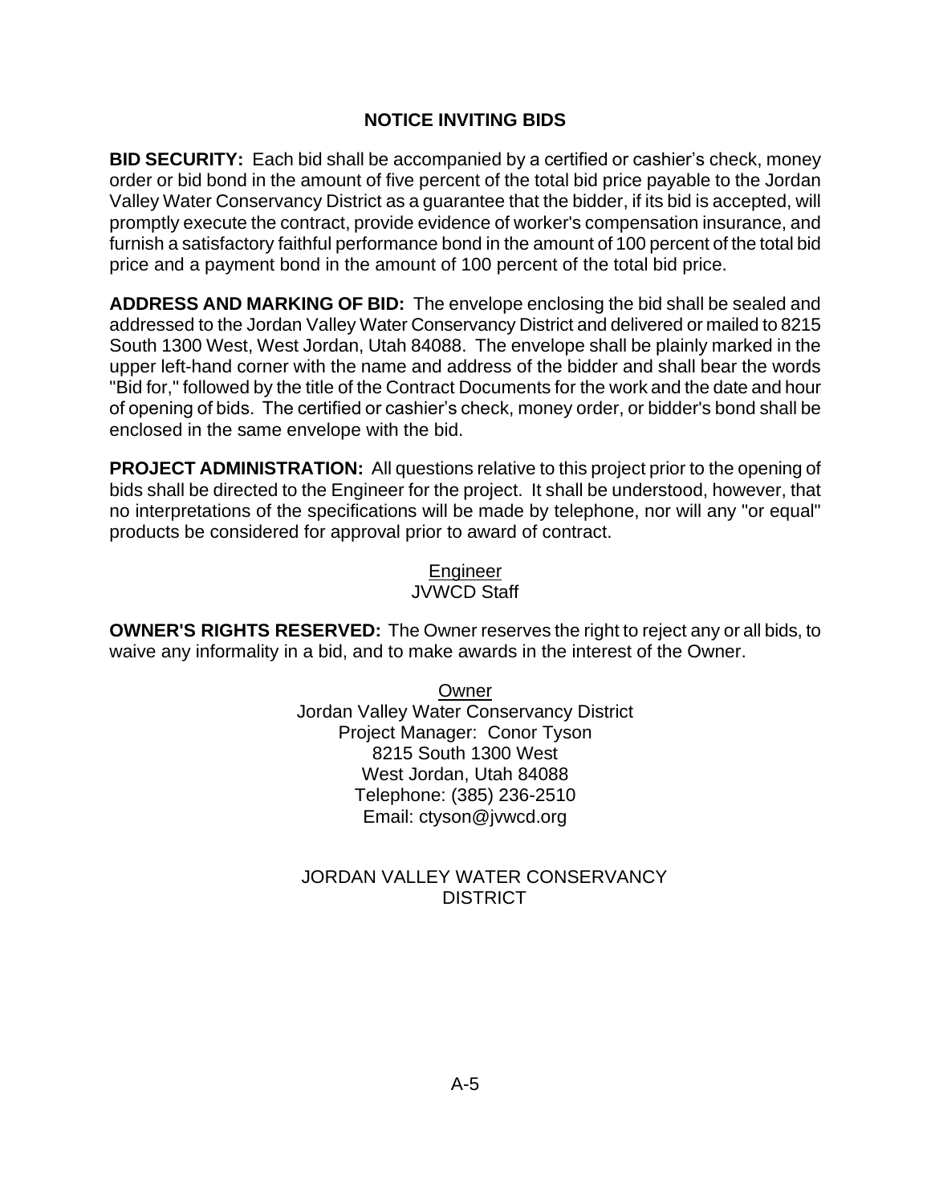## NOTICE INVITING BIDS

**BID SECURITY:** Each bid shall be accompanied by a certified or cashier's check, money order or bid bond in the amount of five percent of the total bid price payable to the Jordan Valley Water Conservancy District as a guarantee that the bidder, if its bid is accepted, will promptly execute the contract, provide evidence of worker's compensation insurance, and furnish a satisfactory faithful performance bond in the amount of 100 percent of the total bid price and a payment bond in the amount of 100 percent of the total bid price.

**ADDRESS AND MARKING OF BID:** The envelope enclosing the bid shall be sealed and addressed to the Jordan Valley Water Conservancy District and delivered or mailed to 8215 South 1300 West, West Jordan, Utah 84088. The envelope shall be plainly marked in the upper left-hand corner with the name and address of the bidder and shall bear the words "Bid for," followed by the title of the Contract Documents for the work and the date and hour of opening of bids. The certified or cashier's check, money order, or bidder's bond shall be enclosed in the same envelope with the bid.

**PROJECT ADMINISTRATION:** All questions relative to this project prior to the opening of bids shall be directed to the Engineer for the project. It shall be understood, however, that no interpretations of the specifications will be made by telephone, nor will any "or equal" products be considered for approval prior to award of contract.

<u>Engineer</u>
JVWCD Staff

**OWNER'S RIGHTS RESERVED:** The Owner reserves the right to reject any or all bids, to waive any informality in a bid, and to make awards in the interest of the Owner.

<u>Owner</u>
Jordan Valley Water Conservancy District
Project Manager: Conor Tyson
8215 South 1300 West
West Jordan, Utah 84088
Telephone: (385) 236-2510
Email: ctyson@jvwcd.org

JORDAN VALLEY WATER CONSERVANCY DISTRICT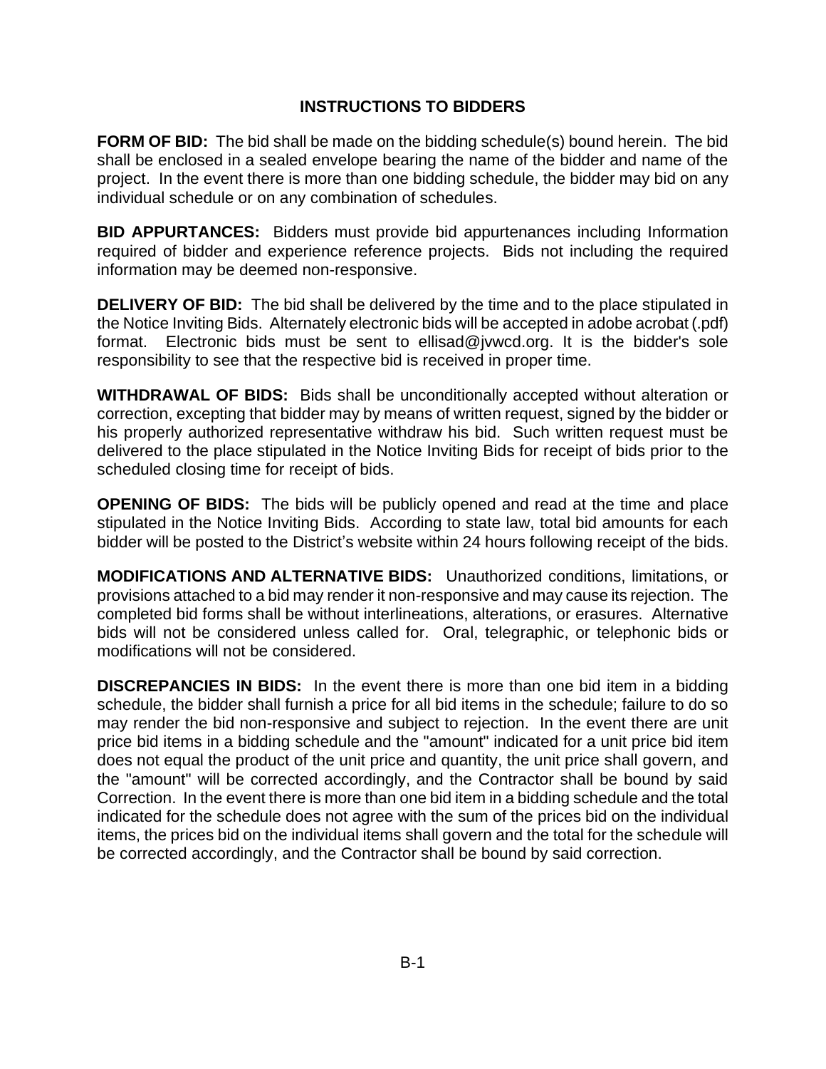# INSTRUCTIONS TO BIDDERS

**FORM OF BID:** The bid shall be made on the bidding schedule(s) bound herein. The bid shall be enclosed in a sealed envelope bearing the name of the bidder and name of the project. In the event there is more than one bidding schedule, the bidder may bid on any individual schedule or on any combination of schedules.

**BID APPURTANCES:** Bidders must provide bid appurtenances including Information required of bidder and experience reference projects. Bids not including the required information may be deemed non-responsive.

**DELIVERY OF BID:** The bid shall be delivered by the time and to the place stipulated in the Notice Inviting Bids. Alternately electronic bids will be accepted in adobe acrobat (.pdf) format. Electronic bids must be sent to ellisad@jvwcd.org. It is the bidder's sole responsibility to see that the respective bid is received in proper time.

**WITHDRAWAL OF BIDS:** Bids shall be unconditionally accepted without alteration or correction, excepting that bidder may by means of written request, signed by the bidder or his properly authorized representative withdraw his bid. Such written request must be delivered to the place stipulated in the Notice Inviting Bids for receipt of bids prior to the scheduled closing time for receipt of bids.

**OPENING OF BIDS:** The bids will be publicly opened and read at the time and place stipulated in the Notice Inviting Bids. According to state law, total bid amounts for each bidder will be posted to the District's website within 24 hours following receipt of the bids.

**MODIFICATIONS AND ALTERNATIVE BIDS:** Unauthorized conditions, limitations, or provisions attached to a bid may render it non-responsive and may cause its rejection. The completed bid forms shall be without interlineations, alterations, or erasures. Alternative bids will not be considered unless called for. Oral, telegraphic, or telephonic bids or modifications will not be considered.

**DISCREPANCIES IN BIDS:** In the event there is more than one bid item in a bidding schedule, the bidder shall furnish a price for all bid items in the schedule; failure to do so may render the bid non-responsive and subject to rejection. In the event there are unit price bid items in a bidding schedule and the "amount" indicated for a unit price bid item does not equal the product of the unit price and quantity, the unit price shall govern, and the "amount" will be corrected accordingly, and the Contractor shall be bound by said Correction. In the event there is more than one bid item in a bidding schedule and the total indicated for the schedule does not agree with the sum of the prices bid on the individual items, the prices bid on the individual items shall govern and the total for the schedule will be corrected accordingly, and the Contractor shall be bound by said correction.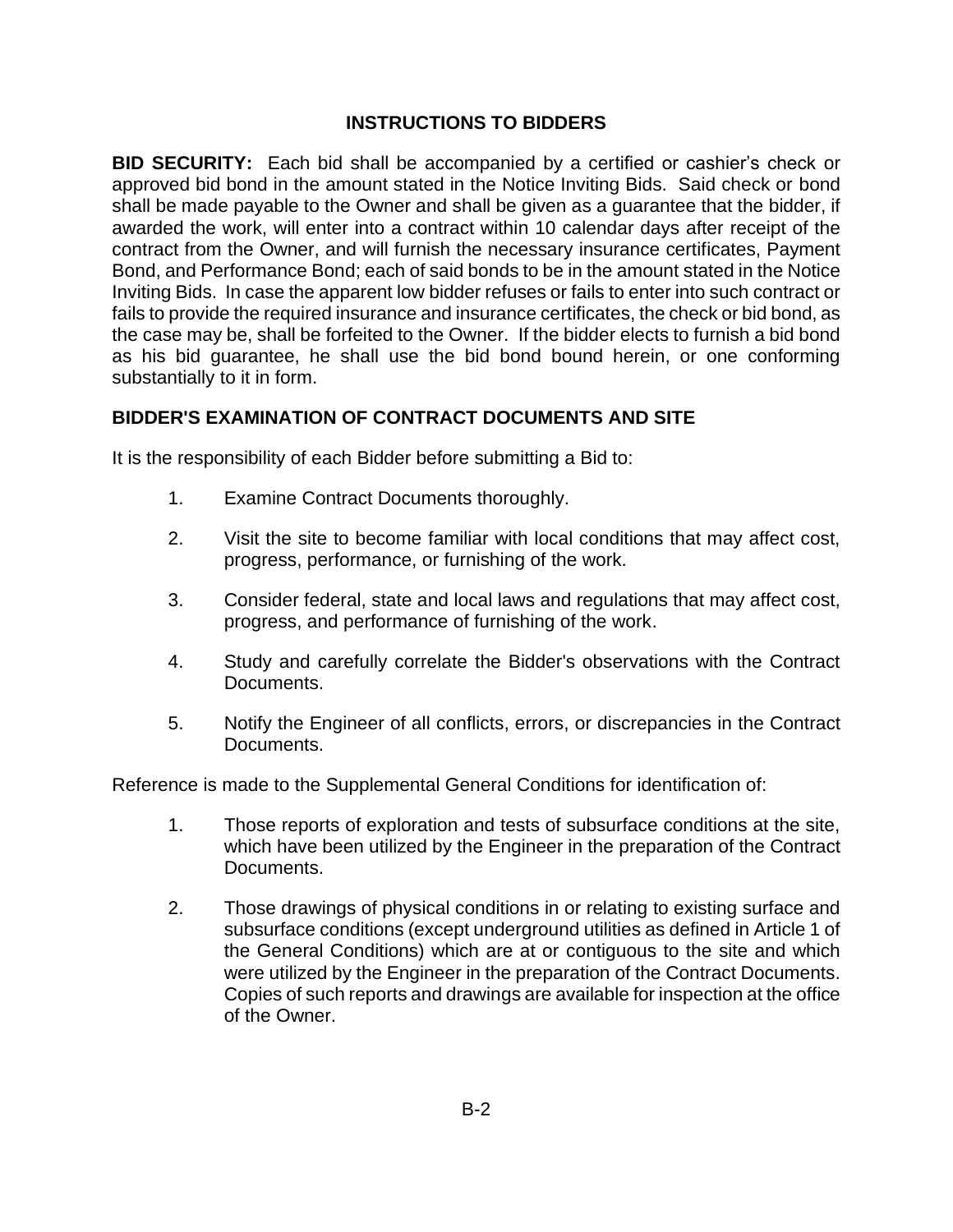## INSTRUCTIONS TO BIDDERS

**BID SECURITY:** Each bid shall be accompanied by a certified or cashier's check or approved bid bond in the amount stated in the Notice Inviting Bids. Said check or bond shall be made payable to the Owner and shall be given as a guarantee that the bidder, if awarded the work, will enter into a contract within 10 calendar days after receipt of the contract from the Owner, and will furnish the necessary insurance certificates, Payment Bond, and Performance Bond; each of said bonds to be in the amount stated in the Notice Inviting Bids. In case the apparent low bidder refuses or fails to enter into such contract or fails to provide the required insurance and insurance certificates, the check or bid bond, as the case may be, shall be forfeited to the Owner. If the bidder elects to furnish a bid bond as his bid guarantee, he shall use the bid bond bound herein, or one conforming substantially to it in form.

**BIDDER'S EXAMINATION OF CONTRACT DOCUMENTS AND SITE**

It is the responsibility of each Bidder before submitting a Bid to:

1. Examine Contract Documents thoroughly.
2. Visit the site to become familiar with local conditions that may affect cost, progress, performance, or furnishing of the work.
3. Consider federal, state and local laws and regulations that may affect cost, progress, and performance of furnishing of the work.
4. Study and carefully correlate the Bidder's observations with the Contract Documents.
5. Notify the Engineer of all conflicts, errors, or discrepancies in the Contract Documents.

Reference is made to the Supplemental General Conditions for identification of:

1. Those reports of exploration and tests of subsurface conditions at the site, which have been utilized by the Engineer in the preparation of the Contract Documents.
2. Those drawings of physical conditions in or relating to existing surface and subsurface conditions (except underground utilities as defined in Article 1 of the General Conditions) which are at or contiguous to the site and which were utilized by the Engineer in the preparation of the Contract Documents. Copies of such reports and drawings are available for inspection at the office of the Owner.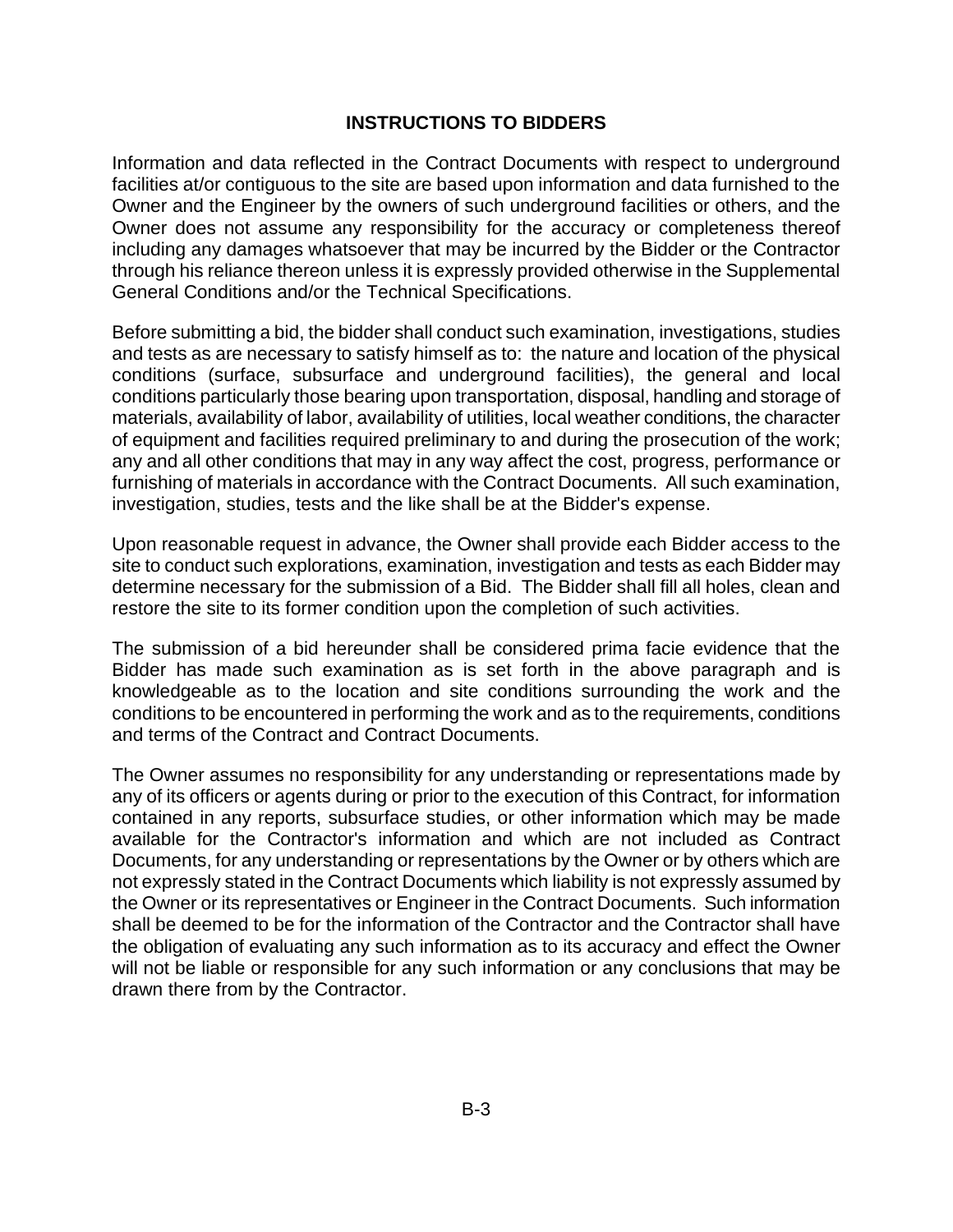## INSTRUCTIONS TO BIDDERS

Information and data reflected in the Contract Documents with respect to underground facilities at/or contiguous to the site are based upon information and data furnished to the Owner and the Engineer by the owners of such underground facilities or others, and the Owner does not assume any responsibility for the accuracy or completeness thereof including any damages whatsoever that may be incurred by the Bidder or the Contractor through his reliance thereon unless it is expressly provided otherwise in the Supplemental General Conditions and/or the Technical Specifications.

Before submitting a bid, the bidder shall conduct such examination, investigations, studies and tests as are necessary to satisfy himself as to: the nature and location of the physical conditions (surface, subsurface and underground facilities), the general and local conditions particularly those bearing upon transportation, disposal, handling and storage of materials, availability of labor, availability of utilities, local weather conditions, the character of equipment and facilities required preliminary to and during the prosecution of the work; any and all other conditions that may in any way affect the cost, progress, performance or furnishing of materials in accordance with the Contract Documents. All such examination, investigation, studies, tests and the like shall be at the Bidder's expense.

Upon reasonable request in advance, the Owner shall provide each Bidder access to the site to conduct such explorations, examination, investigation and tests as each Bidder may determine necessary for the submission of a Bid. The Bidder shall fill all holes, clean and restore the site to its former condition upon the completion of such activities.

The submission of a bid hereunder shall be considered prima facie evidence that the Bidder has made such examination as is set forth in the above paragraph and is knowledgeable as to the location and site conditions surrounding the work and the conditions to be encountered in performing the work and as to the requirements, conditions and terms of the Contract and Contract Documents.

The Owner assumes no responsibility for any understanding or representations made by any of its officers or agents during or prior to the execution of this Contract, for information contained in any reports, subsurface studies, or other information which may be made available for the Contractor's information and which are not included as Contract Documents, for any understanding or representations by the Owner or by others which are not expressly stated in the Contract Documents which liability is not expressly assumed by the Owner or its representatives or Engineer in the Contract Documents. Such information shall be deemed to be for the information of the Contractor and the Contractor shall have the obligation of evaluating any such information as to its accuracy and effect the Owner will not be liable or responsible for any such information or any conclusions that may be drawn there from by the Contractor.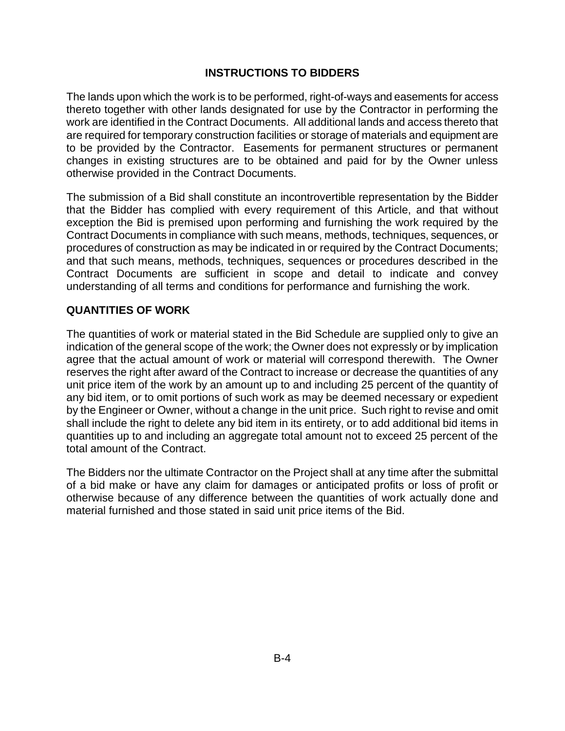## INSTRUCTIONS TO BIDDERS

The lands upon which the work is to be performed, right-of-ways and easements for access thereto together with other lands designated for use by the Contractor in performing the work are identified in the Contract Documents. All additional lands and access thereto that are required for temporary construction facilities or storage of materials and equipment are to be provided by the Contractor. Easements for permanent structures or permanent changes in existing structures are to be obtained and paid for by the Owner unless otherwise provided in the Contract Documents.

The submission of a Bid shall constitute an incontrovertible representation by the Bidder that the Bidder has complied with every requirement of this Article, and that without exception the Bid is premised upon performing and furnishing the work required by the Contract Documents in compliance with such means, methods, techniques, sequences, or procedures of construction as may be indicated in or required by the Contract Documents; and that such means, methods, techniques, sequences or procedures described in the Contract Documents are sufficient in scope and detail to indicate and convey understanding of all terms and conditions for performance and furnishing the work.

### QUANTITIES OF WORK

The quantities of work or material stated in the Bid Schedule are supplied only to give an indication of the general scope of the work; the Owner does not expressly or by implication agree that the actual amount of work or material will correspond therewith. The Owner reserves the right after award of the Contract to increase or decrease the quantities of any unit price item of the work by an amount up to and including 25 percent of the quantity of any bid item, or to omit portions of such work as may be deemed necessary or expedient by the Engineer or Owner, without a change in the unit price. Such right to revise and omit shall include the right to delete any bid item in its entirety, or to add additional bid items in quantities up to and including an aggregate total amount not to exceed 25 percent of the total amount of the Contract.

The Bidders nor the ultimate Contractor on the Project shall at any time after the submittal of a bid make or have any claim for damages or anticipated profits or loss of profit or otherwise because of any difference between the quantities of work actually done and material furnished and those stated in said unit price items of the Bid.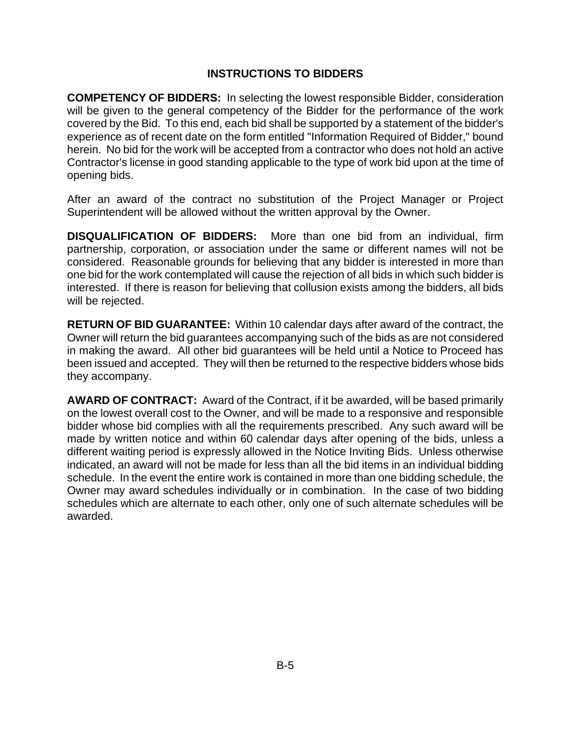## INSTRUCTIONS TO BIDDERS

**COMPETENCY OF BIDDERS:** In selecting the lowest responsible Bidder, consideration will be given to the general competency of the Bidder for the performance of the work covered by the Bid. To this end, each bid shall be supported by a statement of the bidder's experience as of recent date on the form entitled "Information Required of Bidder," bound herein. No bid for the work will be accepted from a contractor who does not hold an active Contractor's license in good standing applicable to the type of work bid upon at the time of opening bids.

After an award of the contract no substitution of the Project Manager or Project Superintendent will be allowed without the written approval by the Owner.

**DISQUALIFICATION OF BIDDERS:** More than one bid from an individual, firm partnership, corporation, or association under the same or different names will not be considered. Reasonable grounds for believing that any bidder is interested in more than one bid for the work contemplated will cause the rejection of all bids in which such bidder is interested. If there is reason for believing that collusion exists among the bidders, all bids will be rejected.

**RETURN OF BID GUARANTEE:** Within 10 calendar days after award of the contract, the Owner will return the bid guarantees accompanying such of the bids as are not considered in making the award. All other bid guarantees will be held until a Notice to Proceed has been issued and accepted. They will then be returned to the respective bidders whose bids they accompany.

**AWARD OF CONTRACT:** Award of the Contract, if it be awarded, will be based primarily on the lowest overall cost to the Owner, and will be made to a responsive and responsible bidder whose bid complies with all the requirements prescribed. Any such award will be made by written notice and within 60 calendar days after opening of the bids, unless a different waiting period is expressly allowed in the Notice Inviting Bids. Unless otherwise indicated, an award will not be made for less than all the bid items in an individual bidding schedule. In the event the entire work is contained in more than one bidding schedule, the Owner may award schedules individually or in combination. In the case of two bidding schedules which are alternate to each other, only one of such alternate schedules will be awarded.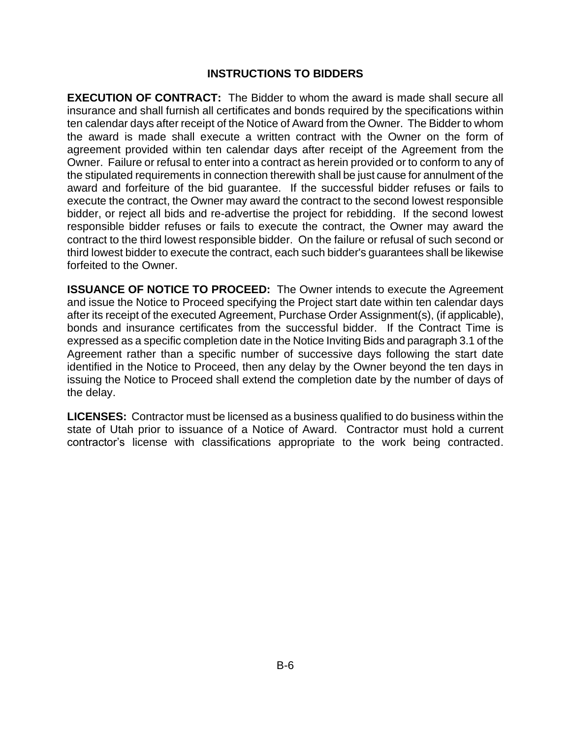## INSTRUCTIONS TO BIDDERS

**EXECUTION OF CONTRACT:** The Bidder to whom the award is made shall secure all insurance and shall furnish all certificates and bonds required by the specifications within ten calendar days after receipt of the Notice of Award from the Owner. The Bidder to whom the award is made shall execute a written contract with the Owner on the form of agreement provided within ten calendar days after receipt of the Agreement from the Owner. Failure or refusal to enter into a contract as herein provided or to conform to any of the stipulated requirements in connection therewith shall be just cause for annulment of the award and forfeiture of the bid guarantee. If the successful bidder refuses or fails to execute the contract, the Owner may award the contract to the second lowest responsible bidder, or reject all bids and re-advertise the project for rebidding. If the second lowest responsible bidder refuses or fails to execute the contract, the Owner may award the contract to the third lowest responsible bidder. On the failure or refusal of such second or third lowest bidder to execute the contract, each such bidder's guarantees shall be likewise forfeited to the Owner.

**ISSUANCE OF NOTICE TO PROCEED:** The Owner intends to execute the Agreement and issue the Notice to Proceed specifying the Project start date within ten calendar days after its receipt of the executed Agreement, Purchase Order Assignment(s), (if applicable), bonds and insurance certificates from the successful bidder. If the Contract Time is expressed as a specific completion date in the Notice Inviting Bids and paragraph 3.1 of the Agreement rather than a specific number of successive days following the start date identified in the Notice to Proceed, then any delay by the Owner beyond the ten days in issuing the Notice to Proceed shall extend the completion date by the number of days of the delay.

**LICENSES:** Contractor must be licensed as a business qualified to do business within the state of Utah prior to issuance of a Notice of Award. Contractor must hold a current contractor's license with classifications appropriate to the work being contracted.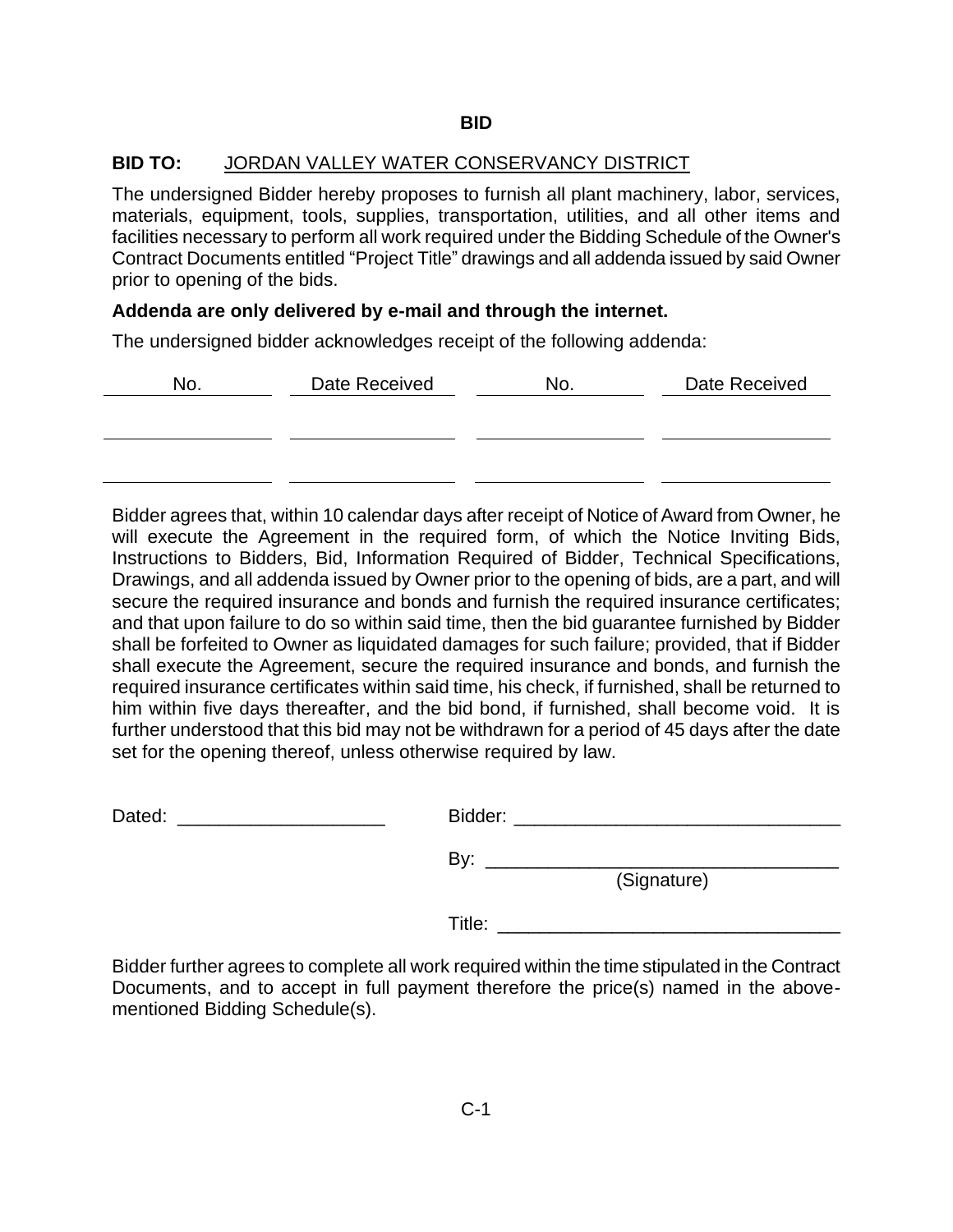# BID

**BID TO:** JORDAN VALLEY WATER CONSERVANCY DISTRICT

The undersigned Bidder hereby proposes to furnish all plant machinery, labor, services, materials, equipment, tools, supplies, transportation, utilities, and all other items and facilities necessary to perform all work required under the Bidding Schedule of the Owner's Contract Documents entitled "Project Title" drawings and all addenda issued by said Owner prior to opening of the bids.

**Addenda are only delivered by e-mail and through the internet.**

The undersigned bidder acknowledges receipt of the following addenda:

| No. | Date Received | No. | Date Received |
|---|---|---|---|
| | | | |
| | | | |

Bidder agrees that, within 10 calendar days after receipt of Notice of Award from Owner, he will execute the Agreement in the required form, of which the Notice Inviting Bids, Instructions to Bidders, Bid, Information Required of Bidder, Technical Specifications, Drawings, and all addenda issued by Owner prior to the opening of bids, are a part, and will secure the required insurance and bonds and furnish the required insurance certificates; and that upon failure to do so within said time, then the bid guarantee furnished by Bidder shall be forfeited to Owner as liquidated damages for such failure; provided, that if Bidder shall execute the Agreement, secure the required insurance and bonds, and furnish the required insurance certificates within said time, his check, if furnished, shall be returned to him within five days thereafter, and the bid bond, if furnished, shall become void. It is further understood that this bid may not be withdrawn for a period of 45 days after the date set for the opening thereof, unless otherwise required by law.

Dated: ____________________

Bidder: ________________________________

By: ________________________________
(Signature)

Title: ________________________________

Bidder further agrees to complete all work required within the time stipulated in the Contract Documents, and to accept in full payment therefore the price(s) named in the above-mentioned Bidding Schedule(s).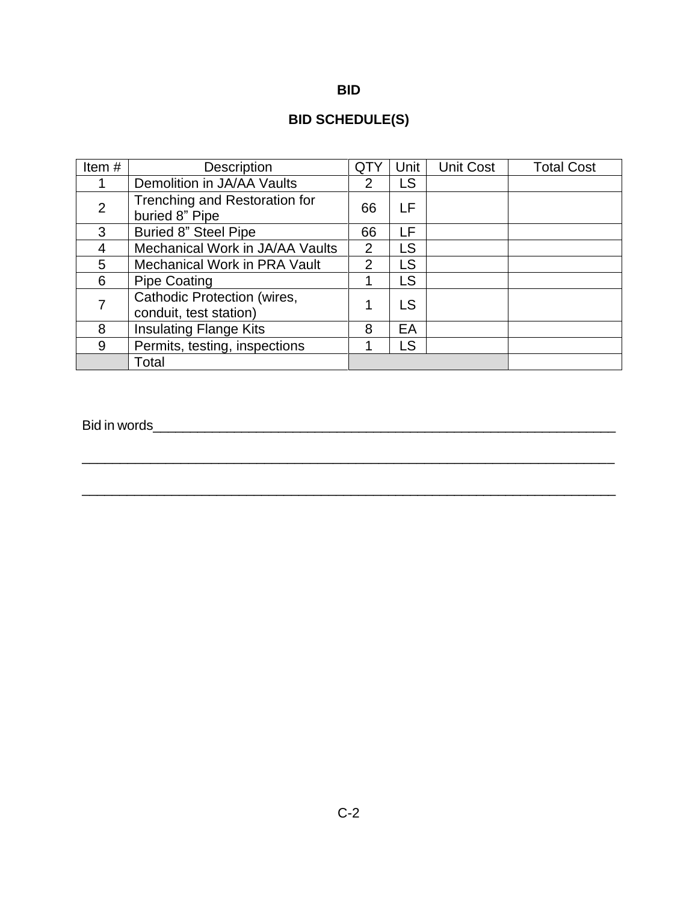**BID**

**BID SCHEDULE(S)**

| Item # | Description | QTY | Unit | Unit Cost | Total Cost |
|---|---|---|---|---|---|
| 1 | Demolition in JA/AA Vaults | 2 | LS | | |
| 2 | Trenching and Restoration for buried 8" Pipe | 66 | LF | | |
| 3 | Buried 8" Steel Pipe | 66 | LF | | |
| 4 | Mechanical Work in JA/AA Vaults | 2 | LS | | |
| 5 | Mechanical Work in PRA Vault | 2 | LS | | |
| 6 | Pipe Coating | 1 | LS | | |
| 7 | Cathodic Protection (wires, conduit, test station) | 1 | LS | | |
| 8 | Insulating Flange Kits | 8 | EA | | |
| 9 | Permits, testing, inspections | 1 | LS | | |
| | Total | | | | |

Bid in words_______________________________________________________________

__________________________________________________________________________

__________________________________________________________________________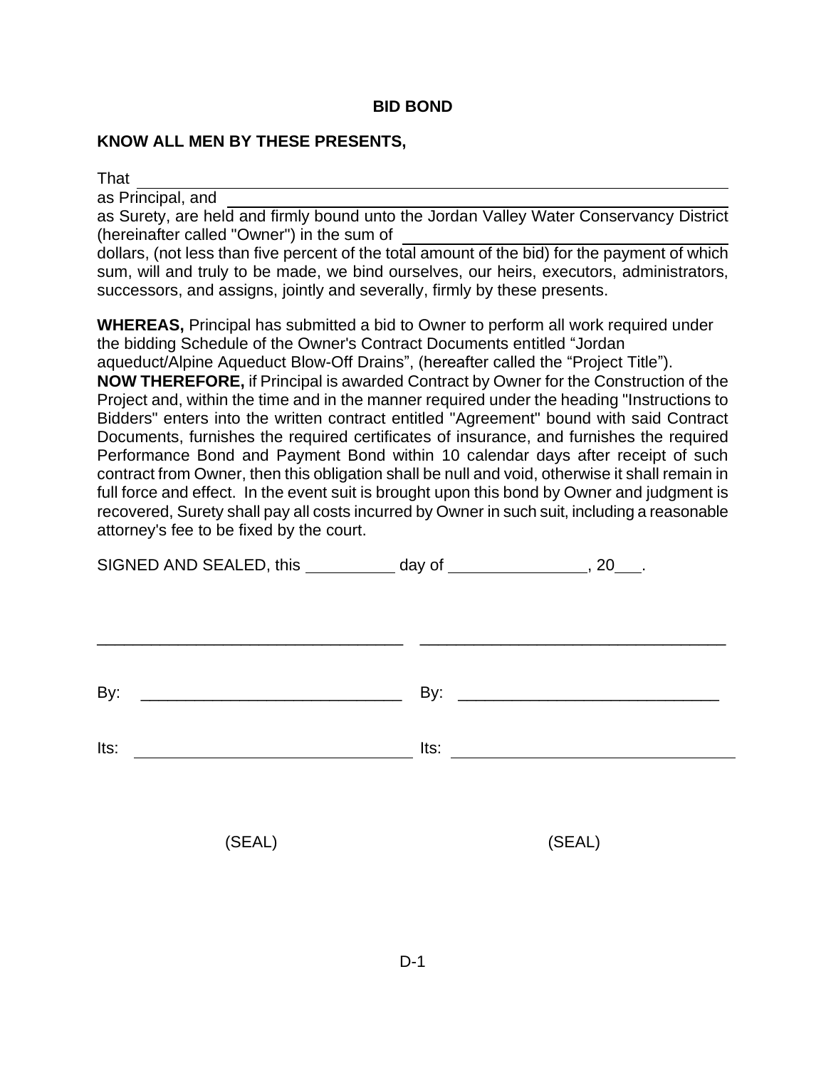# BID BOND

**KNOW ALL MEN BY THESE PRESENTS,**

That ______________________________________________________________

as Principal, and ________________________________________________________

as Surety, are held and firmly bound unto the Jordan Valley Water Conservancy District (hereinafter called "Owner") in the sum of ______________________________

dollars, (not less than five percent of the total amount of the bid) for the payment of which sum, will and truly to be made, we bind ourselves, our heirs, executors, administrators, successors, and assigns, jointly and severally, firmly by these presents.

**WHEREAS,** Principal has submitted a bid to Owner to perform all work required under the bidding Schedule of the Owner's Contract Documents entitled "Jordan aqueduct/Alpine Aqueduct Blow-Off Drains", (hereafter called the "Project Title").

**NOW THEREFORE,** if Principal is awarded Contract by Owner for the Construction of the Project and, within the time and in the manner required under the heading "Instructions to Bidders" enters into the written contract entitled "Agreement" bound with said Contract Documents, furnishes the required certificates of insurance, and furnishes the required Performance Bond and Payment Bond within 10 calendar days after receipt of such contract from Owner, then this obligation shall be null and void, otherwise it shall remain in full force and effect. In the event suit is brought upon this bond by Owner and judgment is recovered, Surety shall pay all costs incurred by Owner in such suit, including a reasonable attorney's fee to be fixed by the court.

SIGNED AND SEALED, this __________ day of _______________, 20___.

_________________________________ _________________________________

By: _____________________________ By: _____________________________

Its: _____________________________ Its: _____________________________

(SEAL) (SEAL)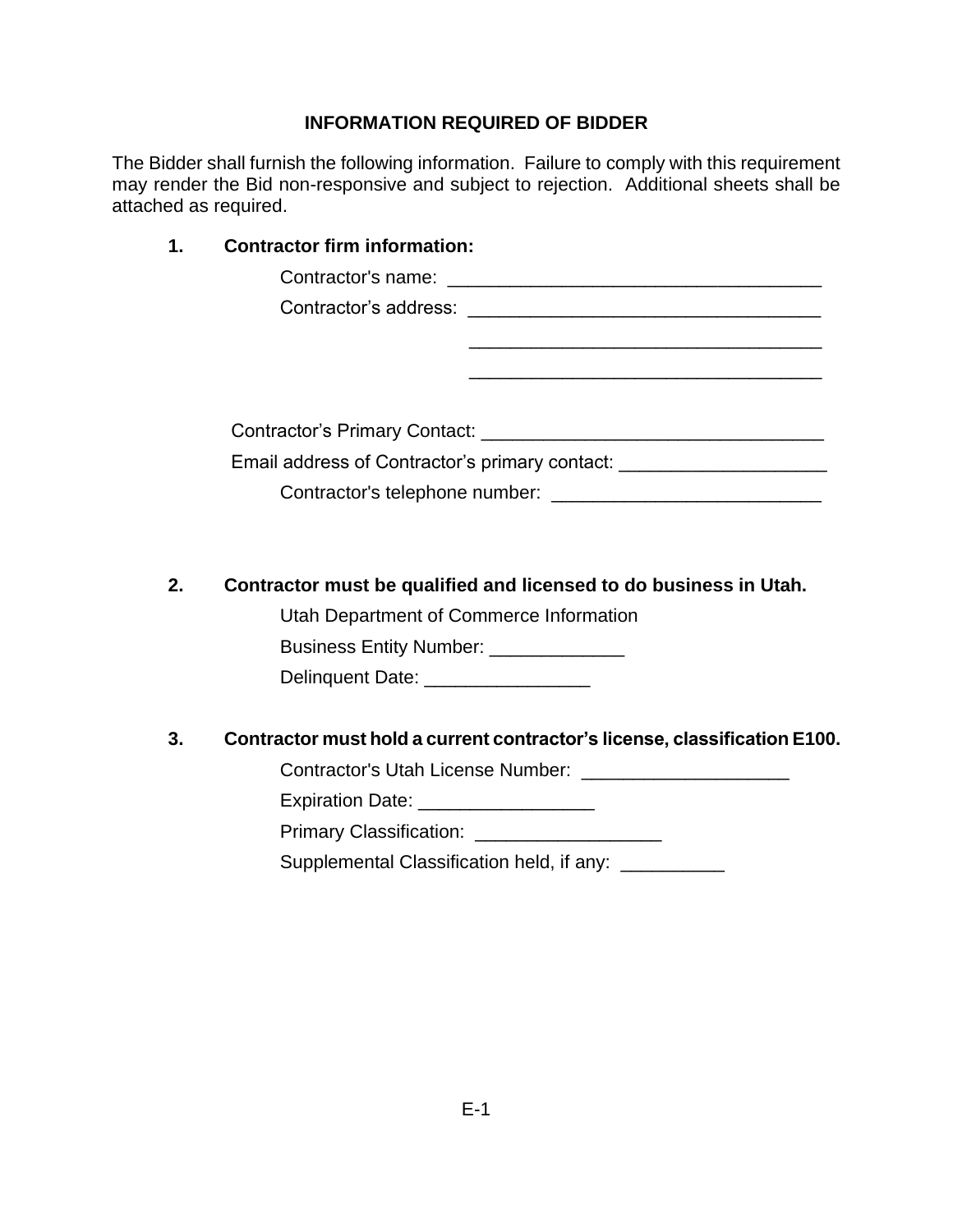## INFORMATION REQUIRED OF BIDDER

The Bidder shall furnish the following information. Failure to comply with this requirement may render the Bid non-responsive and subject to rejection. Additional sheets shall be attached as required.

**1. Contractor firm information:**

Contractor's name: ____________________________________

Contractor's address: __________________________________

__________________________________

__________________________________

Contractor's Primary Contact: _________________________________

Email address of Contractor's primary contact: ____________________

Contractor's telephone number: __________________________

**2. Contractor must be qualified and licensed to do business in Utah.**

Utah Department of Commerce Information

Business Entity Number: _____________

Delinquent Date: ________________

**3. Contractor must hold a current contractor's license, classification E100.**

Contractor's Utah License Number: ____________________

Expiration Date: _________________

Primary Classification: __________________

Supplemental Classification held, if any: __________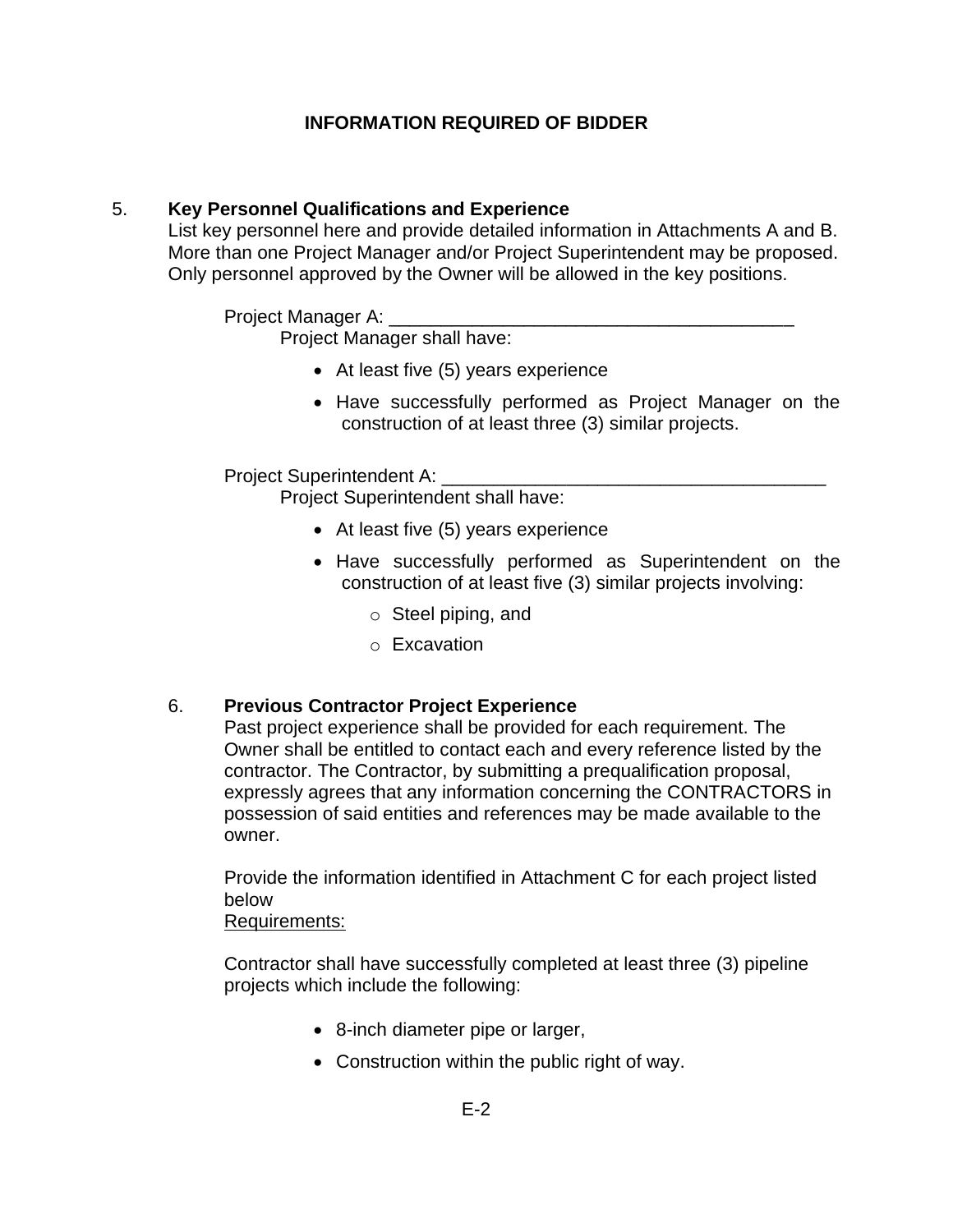## INFORMATION REQUIRED OF BIDDER

5. **Key Personnel Qualifications and Experience**
   List key personnel here and provide detailed information in Attachments A and B. More than one Project Manager and/or Project Superintendent may be proposed. Only personnel approved by the Owner will be allowed in the key positions.

   Project Manager A: ________________________________________

   Project Manager shall have:

   - At least five (5) years experience
   - Have successfully performed as Project Manager on the construction of at least three (3) similar projects.

   Project Superintendent A: ______________________________________

   Project Superintendent shall have:

   - At least five (5) years experience
   - Have successfully performed as Superintendent on the construction of at least five (3) similar projects involving:
     - Steel piping, and
     - Excavation

6. **Previous Contractor Project Experience**
   Past project experience shall be provided for each requirement. The Owner shall be entitled to contact each and every reference listed by the contractor. The Contractor, by submitting a prequalification proposal, expressly agrees that any information concerning the CONTRACTORS in possession of said entities and references may be made available to the owner.

   Provide the information identified in Attachment C for each project listed below

   Requirements:

   Contractor shall have successfully completed at least three (3) pipeline projects which include the following:

   - 8-inch diameter pipe or larger,
   - Construction within the public right of way.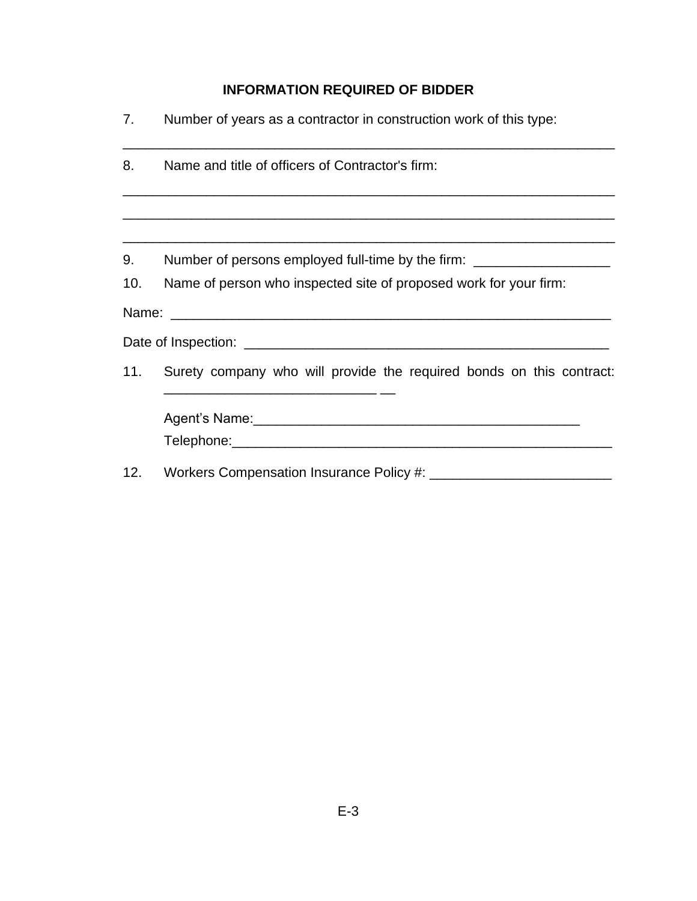## INFORMATION REQUIRED OF BIDDER

7. Number of years as a contractor in construction work of this type:

_________________________________________________________________

8. Name and title of officers of Contractor's firm:

_________________________________________________________________

_________________________________________________________________

_________________________________________________________________

9. Number of persons employed full-time by the firm: _________________

10. Name of person who inspected site of proposed work for your firm:

Name: ____________________________________________________________

Date of Inspection: ________________________________________________

11. Surety company who will provide the required bonds on this contract: ____________________________ __

Agent's Name:___________________________________________

Telephone:_______________________________________________

12. Workers Compensation Insurance Policy #: _______________________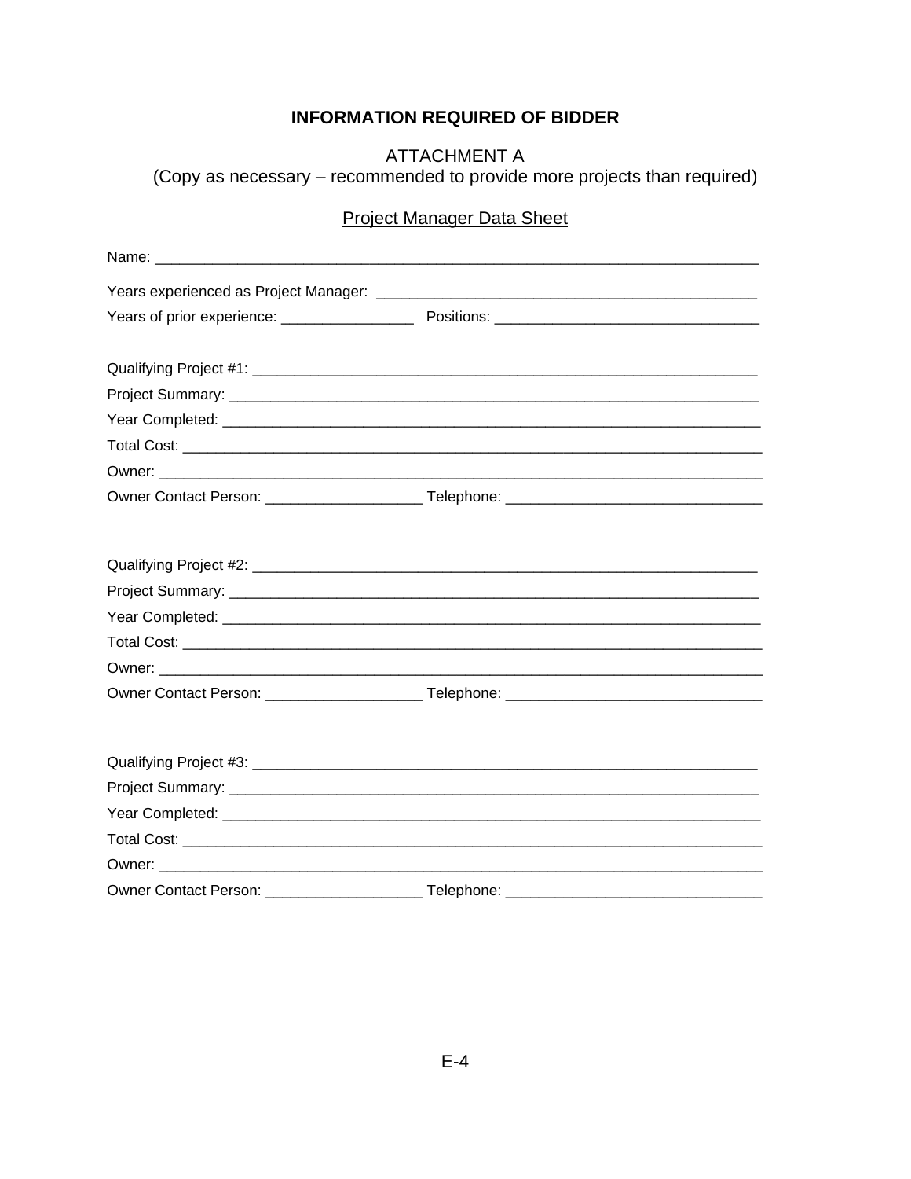# INFORMATION REQUIRED OF BIDDER

ATTACHMENT A
(Copy as necessary – recommended to provide more projects than required)

<u>Project Manager Data Sheet</u>

Name: ___________________________________________________________________________

Years experienced as Project Manager: _____________________________________________

Years of prior experience: ________________ Positions: ________________________________

Qualifying Project #1: ____________________________________________________________

Project Summary: ________________________________________________________________

Year Completed: _________________________________________________________________

Total Cost: _____________________________________________________________________

Owner: _________________________________________________________________________

Owner Contact Person: ___________________ Telephone: _______________________________

Qualifying Project #2: ____________________________________________________________

Project Summary: ________________________________________________________________

Year Completed: _________________________________________________________________

Total Cost: _____________________________________________________________________

Owner: _________________________________________________________________________

Owner Contact Person: ___________________ Telephone: _______________________________

Qualifying Project #3: ____________________________________________________________

Project Summary: ________________________________________________________________

Year Completed: _________________________________________________________________

Total Cost: _____________________________________________________________________

Owner: _________________________________________________________________________

Owner Contact Person: ___________________ Telephone: _______________________________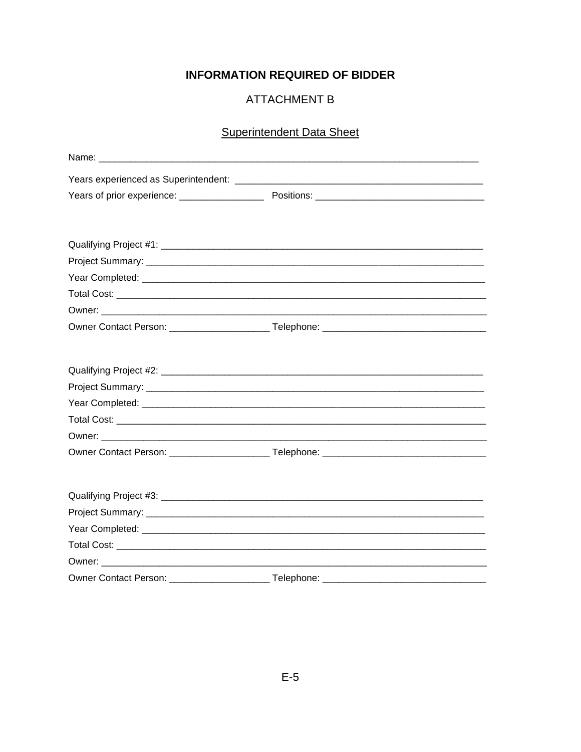# INFORMATION REQUIRED OF BIDDER

## ATTACHMENT B

### Superintendent Data Sheet

Name: ___________________________________________________________________________

Years experienced as Superintendent: __________________________________________________

Years of prior experience: ________________ Positions: _________________________________

Qualifying Project #1: ________________________________________________________________

Project Summary: ____________________________________________________________________

Year Completed: _____________________________________________________________________

Total Cost: __________________________________________________________________________

Owner: _____________________________________________________________________________

Owner Contact Person: ___________________ Telephone: _______________________________

Qualifying Project #2: ________________________________________________________________

Project Summary: ____________________________________________________________________

Year Completed: _____________________________________________________________________

Total Cost: __________________________________________________________________________

Owner: _____________________________________________________________________________

Owner Contact Person: ___________________ Telephone: _______________________________

Qualifying Project #3: ________________________________________________________________

Project Summary: ____________________________________________________________________

Year Completed: _____________________________________________________________________

Total Cost: __________________________________________________________________________

Owner: _____________________________________________________________________________

Owner Contact Person: ___________________ Telephone: _______________________________

E-5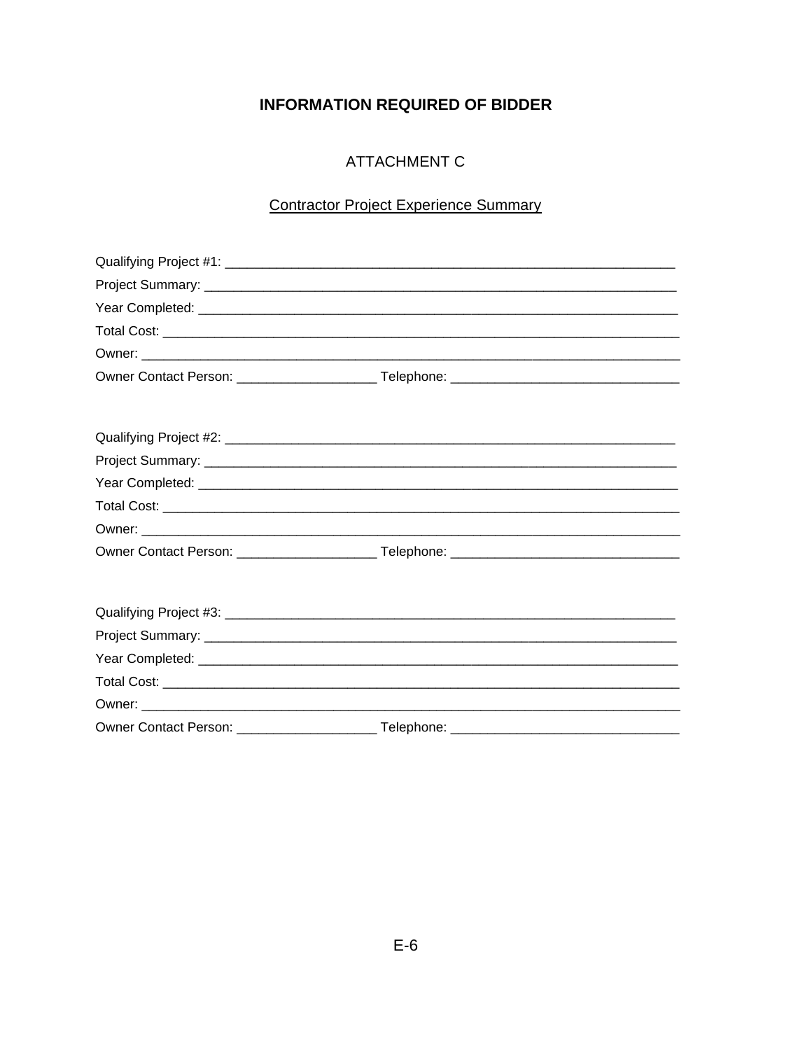# INFORMATION REQUIRED OF BIDDER

## ATTACHMENT C

Contractor Project Experience Summary

Qualifying Project #1: ________________________________________________________________

Project Summary: ____________________________________________________________________

Year Completed: _____________________________________________________________________

Total Cost: _________________________________________________________________________

Owner: ____________________________________________________________________________

Owner Contact Person: ___________________ Telephone: ______________________________

Qualifying Project #2: ________________________________________________________________

Project Summary: ____________________________________________________________________

Year Completed: _____________________________________________________________________

Total Cost: _________________________________________________________________________

Owner: ____________________________________________________________________________

Owner Contact Person: ___________________ Telephone: ______________________________

Qualifying Project #3: ________________________________________________________________

Project Summary: ____________________________________________________________________

Year Completed: _____________________________________________________________________

Total Cost: _________________________________________________________________________

Owner: ____________________________________________________________________________

Owner Contact Person: ___________________ Telephone: ______________________________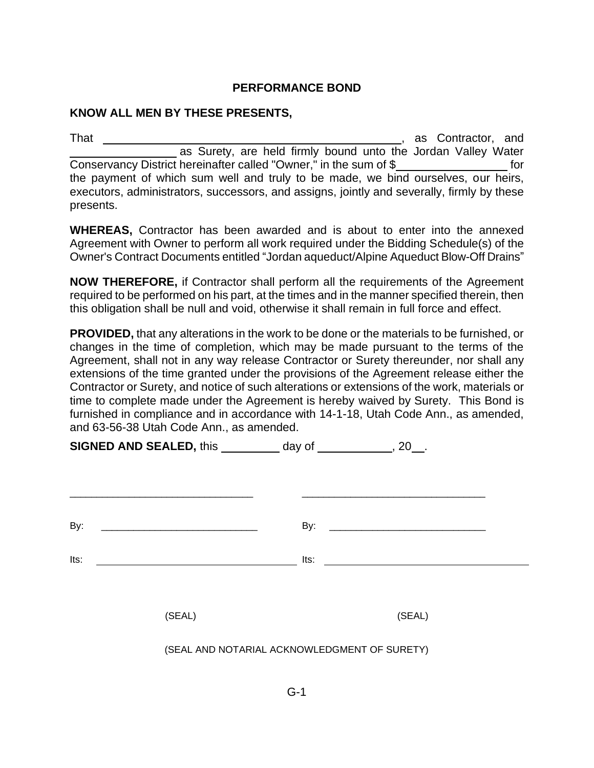# PERFORMANCE BOND

**KNOW ALL MEN BY THESE PRESENTS,**

That ______________________________________________, as Contractor, and ________________ as Surety, are held firmly bound unto the Jordan Valley Water Conservancy District hereinafter called "Owner," in the sum of $________________ for the payment of which sum well and truly to be made, we bind ourselves, our heirs, executors, administrators, successors, and assigns, jointly and severally, firmly by these presents.

**WHEREAS,** Contractor has been awarded and is about to enter into the annexed Agreement with Owner to perform all work required under the Bidding Schedule(s) of the Owner's Contract Documents entitled "Jordan aqueduct/Alpine Aqueduct Blow-Off Drains"

**NOW THEREFORE,** if Contractor shall perform all the requirements of the Agreement required to be performed on his part, at the times and in the manner specified therein, then this obligation shall be null and void, otherwise it shall remain in full force and effect.

**PROVIDED,** that any alterations in the work to be done or the materials to be furnished, or changes in the time of completion, which may be made pursuant to the terms of the Agreement, shall not in any way release Contractor or Surety thereunder, nor shall any extensions of the time granted under the provisions of the Agreement release either the Contractor or Surety, and notice of such alterations or extensions of the work, materials or time to complete made under the Agreement is hereby waived by Surety. This Bond is furnished in compliance and in accordance with 14-1-18, Utah Code Ann., as amended, and 63-56-38 Utah Code Ann., as amended.

**SIGNED AND SEALED,** this _________ day of ___________, 20__.

_______________________________ _______________________________

By: ___________________________ By: ___________________________

Its: ___________________________ Its: ___________________________

(SEAL) (SEAL)

(SEAL AND NOTARIAL ACKNOWLEDGMENT OF SURETY)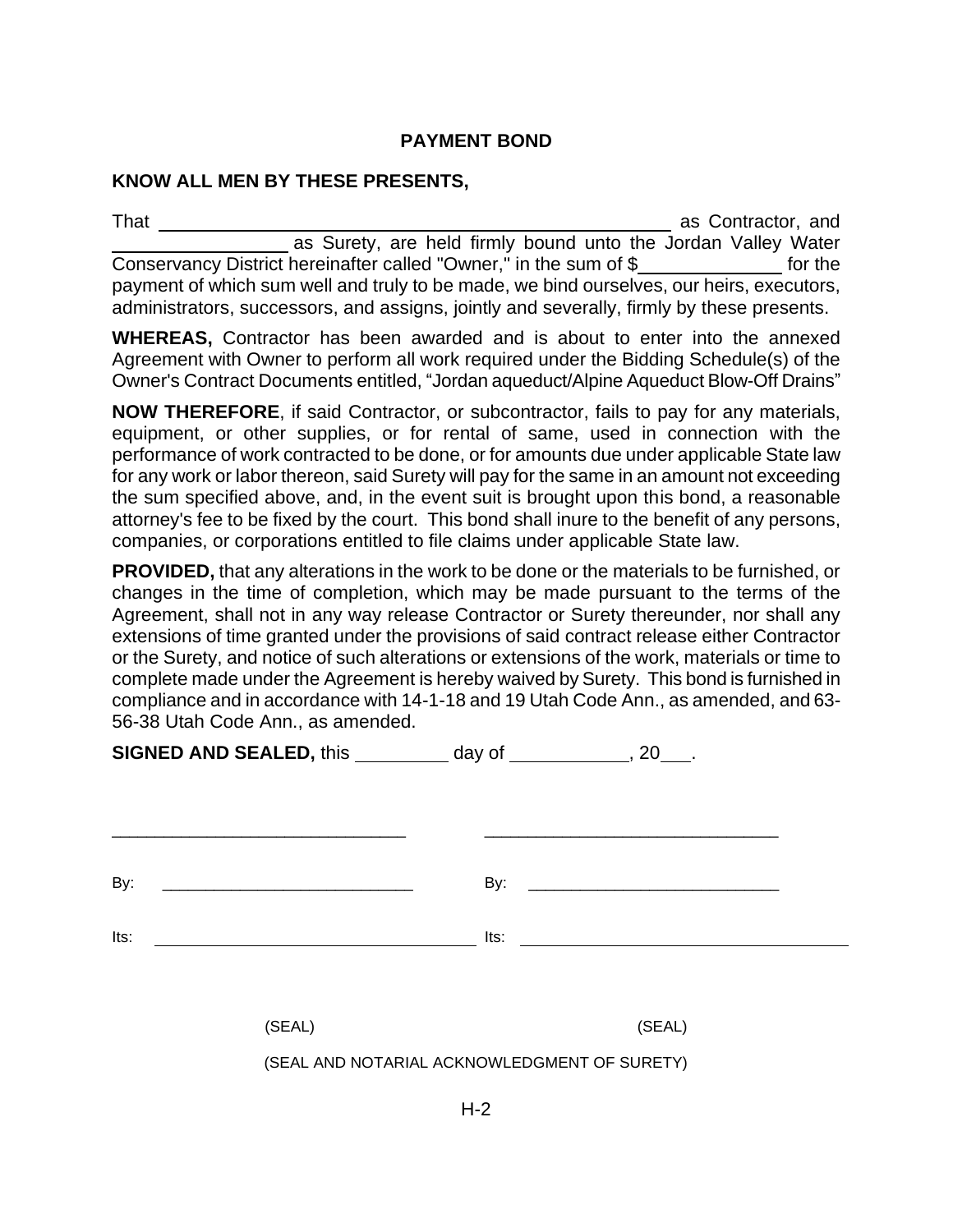# PAYMENT BOND

**KNOW ALL MEN BY THESE PRESENTS,**

That ______________________________________________ as Contractor, and ________________ as Surety, are held firmly bound unto the Jordan Valley Water Conservancy District hereinafter called "Owner," in the sum of $____________ for the payment of which sum well and truly to be made, we bind ourselves, our heirs, executors, administrators, successors, and assigns, jointly and severally, firmly by these presents.

**WHEREAS,** Contractor has been awarded and is about to enter into the annexed Agreement with Owner to perform all work required under the Bidding Schedule(s) of the Owner's Contract Documents entitled, "Jordan aqueduct/Alpine Aqueduct Blow-Off Drains"

**NOW THEREFORE**, if said Contractor, or subcontractor, fails to pay for any materials, equipment, or other supplies, or for rental of same, used in connection with the performance of work contracted to be done, or for amounts due under applicable State law for any work or labor thereon, said Surety will pay for the same in an amount not exceeding the sum specified above, and, in the event suit is brought upon this bond, a reasonable attorney's fee to be fixed by the court. This bond shall inure to the benefit of any persons, companies, or corporations entitled to file claims under applicable State law.

**PROVIDED,** that any alterations in the work to be done or the materials to be furnished, or changes in the time of completion, which may be made pursuant to the terms of the Agreement, shall not in any way release Contractor or Surety thereunder, nor shall any extensions of time granted under the provisions of said contract release either Contractor or the Surety, and notice of such alterations or extensions of the work, materials or time to complete made under the Agreement is hereby waived by Surety. This bond is furnished in compliance and in accordance with 14-1-18 and 19 Utah Code Ann., as amended, and 63-56-38 Utah Code Ann., as amended.

**SIGNED AND SEALED,** this ________ day of __________, 20___.

| | |
|---|---|
| ______________________________ | ______________________________ |
| By: ____________________________ | By: ____________________________ |
| Its: ____________________________ | Its: ____________________________ |
| (SEAL) | (SEAL) |

(SEAL AND NOTARIAL ACKNOWLEDGMENT OF SURETY)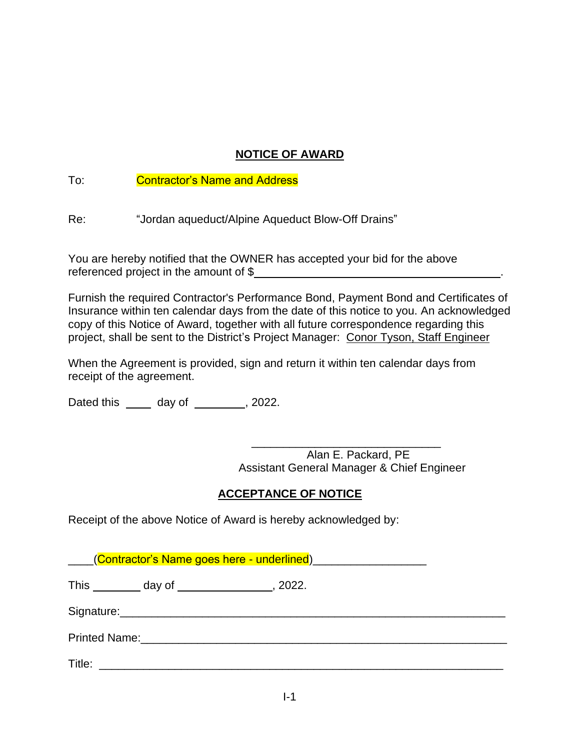## NOTICE OF AWARD

To: Contractor's Name and Address

Re: "Jordan aqueduct/Alpine Aqueduct Blow-Off Drains"

You are hereby notified that the OWNER has accepted your bid for the above referenced project in the amount of $\_\_\_\_\_\_\_\_\_\_\_\_\_\_\_\_\_\_\_\_\_\_\_\_\_\_\_\_\_\_\_\_\_\_\_\_\_\_\_\_.

Furnish the required Contractor's Performance Bond, Payment Bond and Certificates of Insurance within ten calendar days from the date of this notice to you. An acknowledged copy of this Notice of Award, together with all future correspondence regarding this project, shall be sent to the District's Project Manager: Conor Tyson, Staff Engineer

When the Agreement is provided, sign and return it within ten calendar days from receipt of the agreement.

Dated this \_\_\_\_ day of \_\_\_\_\_\_\_\_, 2022.

\_\_\_\_\_\_\_\_\_\_\_\_\_\_\_\_\_\_\_\_\_\_\_\_\_\_\_\_\_\_
Alan E. Packard, PE
Assistant General Manager & Chief Engineer

## ACCEPTANCE OF NOTICE

Receipt of the above Notice of Award is hereby acknowledged by:

\_\_\_\_(Contractor's Name goes here - underlined)\_\_\_\_\_\_\_\_\_\_\_\_\_\_\_\_\_\_

This \_\_\_\_\_\_\_\_ day of \_\_\_\_\_\_\_\_\_\_\_\_\_\_\_\_, 2022.

Signature:\_\_\_\_\_\_\_\_\_\_\_\_\_\_\_\_\_\_\_\_\_\_\_\_\_\_\_\_\_\_\_\_\_\_\_\_\_\_\_\_\_\_\_\_\_\_\_\_\_\_\_\_\_\_\_\_\_\_

Printed Name:\_\_\_\_\_\_\_\_\_\_\_\_\_\_\_\_\_\_\_\_\_\_\_\_\_\_\_\_\_\_\_\_\_\_\_\_\_\_\_\_\_\_\_\_\_\_\_\_\_\_\_\_\_\_

Title: \_\_\_\_\_\_\_\_\_\_\_\_\_\_\_\_\_\_\_\_\_\_\_\_\_\_\_\_\_\_\_\_\_\_\_\_\_\_\_\_\_\_\_\_\_\_\_\_\_\_\_\_\_\_\_\_\_\_\_\_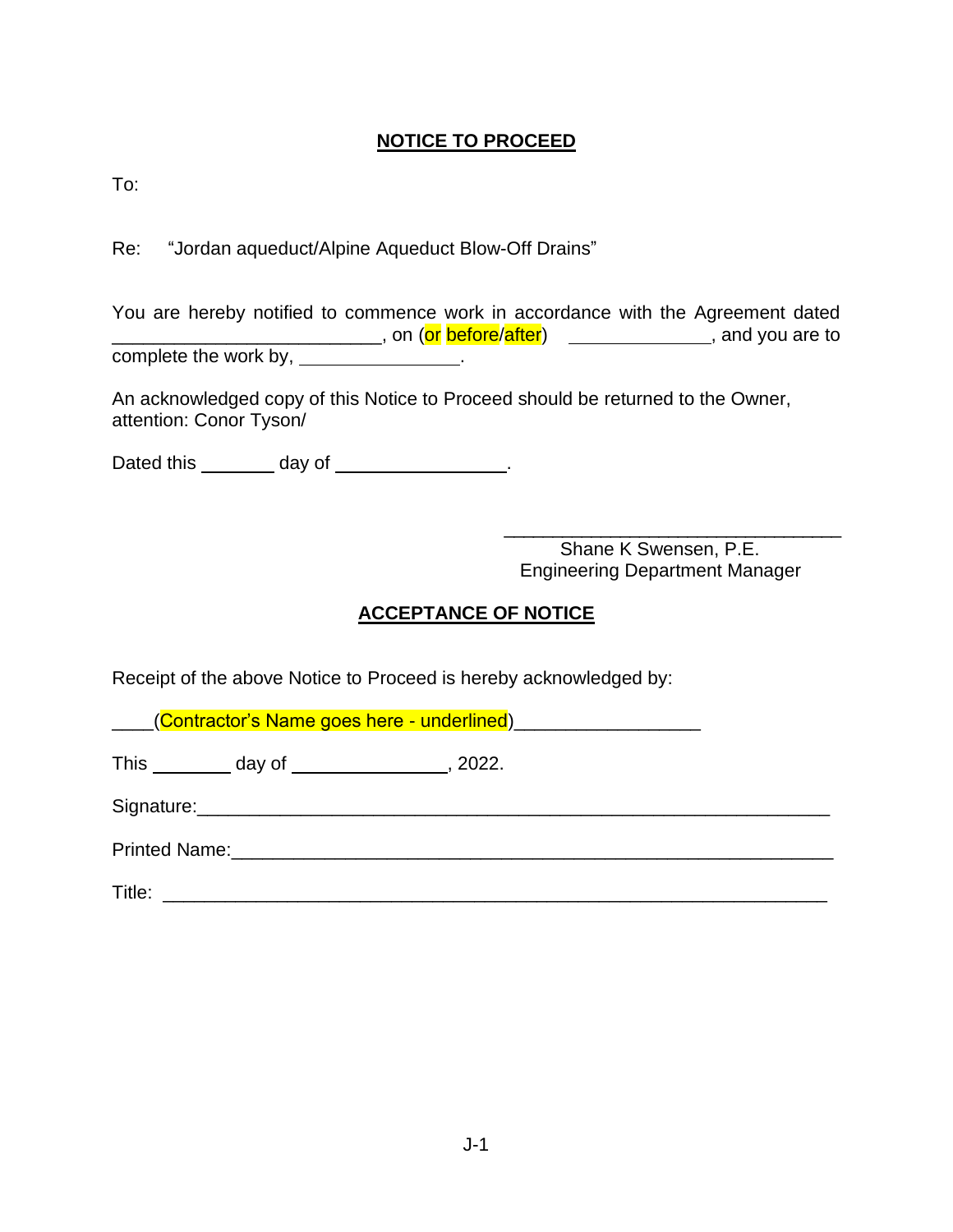## NOTICE TO PROCEED

To:

Re: "Jordan aqueduct/Alpine Aqueduct Blow-Off Drains"

You are hereby notified to commence work in accordance with the Agreement dated ______________________________, on (or before/after) ________________, and you are to complete the work by, __________________.

An acknowledged copy of this Notice to Proceed should be returned to the Owner, attention: Conor Tyson/

Dated this ________ day of ___________________.

______________________________________
Shane K Swensen, P.E.
Engineering Department Manager

## ACCEPTANCE OF NOTICE

Receipt of the above Notice to Proceed is hereby acknowledged by:

____(Contractor's Name goes here - underlined)____________________

This ________ day of ________________, 2022.

Signature:_________________________________________________________________

Printed Name:______________________________________________________________

Title: _____________________________________________________________________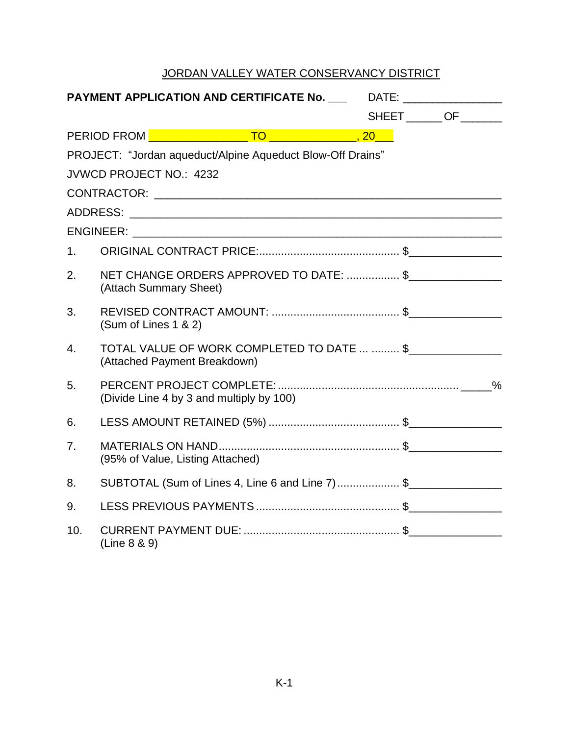JORDAN VALLEY WATER CONSERVANCY DISTRICT

**PAYMENT APPLICATION AND CERTIFICATE No.** ___ DATE: ________________

SHEET ______ OF _______

PERIOD FROM ________________ TO ______________, 20___

PROJECT: “Jordan aqueduct/Alpine Aqueduct Blow-Off Drains”

JVWCD PROJECT NO.: 4232

CONTRACTOR: ____________________________________________________________

ADDRESS: ______________________________________________________________

ENGINEER: _____________________________________________________________

1. ORIGINAL CONTRACT PRICE:............................................ $_______________

2. NET CHANGE ORDERS APPROVED TO DATE: ................ $_______________
   (Attach Summary Sheet)

3. REVISED CONTRACT AMOUNT: ........................................ $_______________
   (Sum of Lines 1 & 2)

4. TOTAL VALUE OF WORK COMPLETED TO DATE ... ......... $_______________
   (Attached Payment Breakdown)

5. PERCENT PROJECT COMPLETE:......................................................... _____%
   (Divide Line 4 by 3 and multiply by 100)

6. LESS AMOUNT RETAINED (5%) ......................................... $_______________

7. MATERIALS ON HAND........................................................ $_______________
   (95% of Value, Listing Attached)

8. SUBTOTAL (Sum of Lines 4, Line 6 and Line 7).................... $_______________

9. LESS PREVIOUS PAYMENTS ............................................. $_______________

10. CURRENT PAYMENT DUE: ................................................. $_______________
    (Line 8 & 9)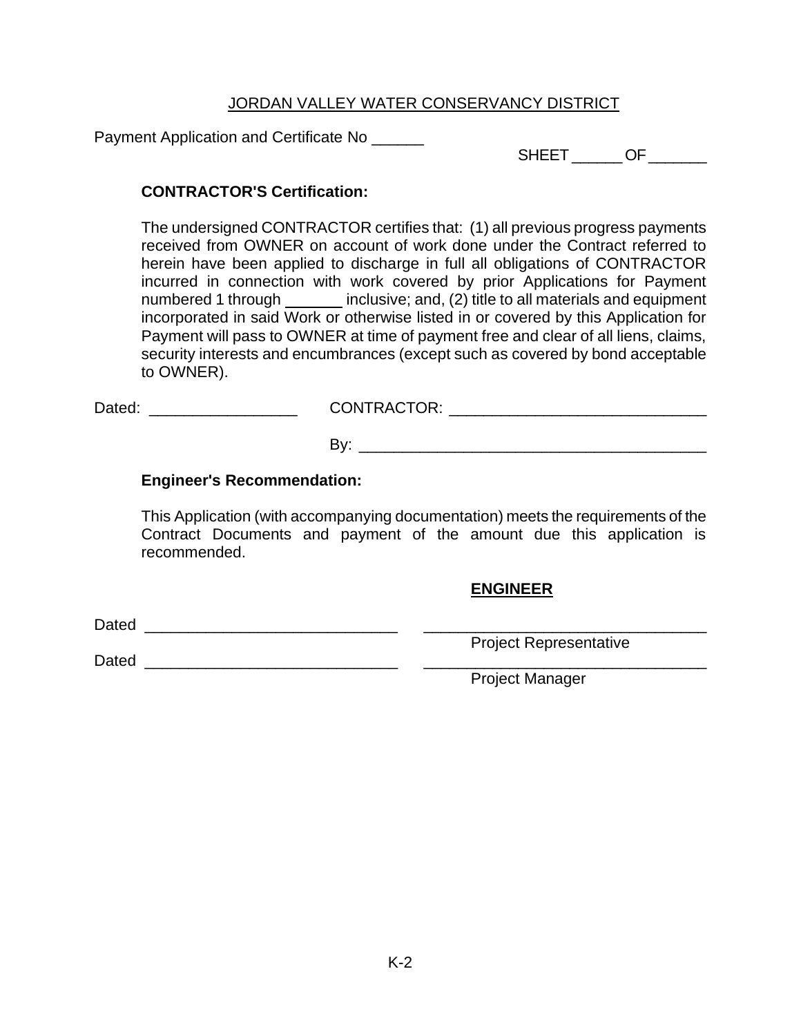JORDAN VALLEY WATER CONSERVANCY DISTRICT

Payment Application and Certificate No ______

SHEET ______ OF _______

**CONTRACTOR'S Certification:**

The undersigned CONTRACTOR certifies that: (1) all previous progress payments received from OWNER on account of work done under the Contract referred to herein have been applied to discharge in full all obligations of CONTRACTOR incurred in connection with work covered by prior Applications for Payment numbered 1 through _______ inclusive; and, (2) title to all materials and equipment incorporated in said Work or otherwise listed in or covered by this Application for Payment will pass to OWNER at time of payment free and clear of all liens, claims, security interests and encumbrances (except such as covered by bond acceptable to OWNER).

Dated: _________________ CONTRACTOR: ______________________________

By: ________________________________________

**Engineer's Recommendation:**

This Application (with accompanying documentation) meets the requirements of the Contract Documents and payment of the amount due this application is recommended.

**ENGINEER**

Dated ______________________________ _________________________________
Project Representative

Dated ______________________________ _________________________________
Project Manager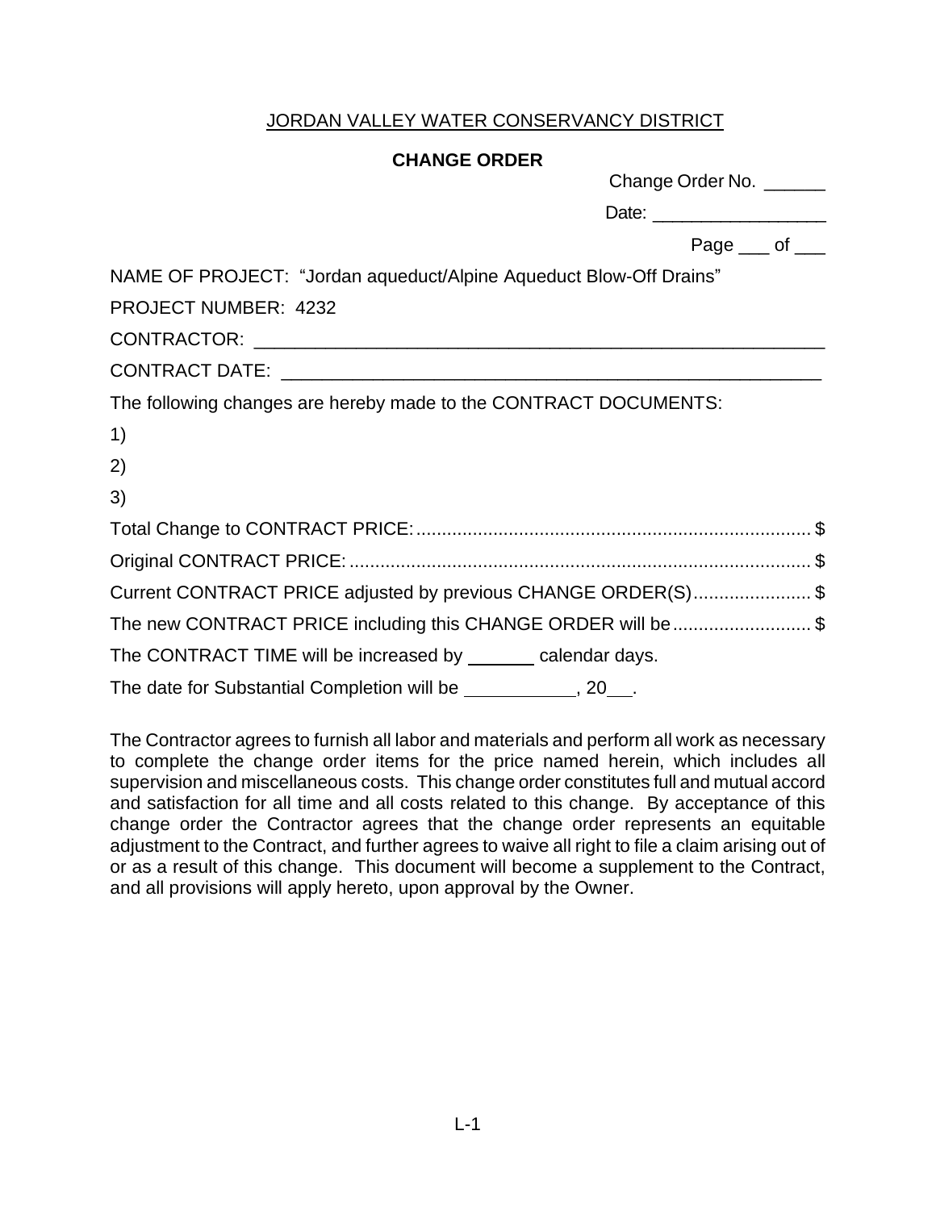JORDAN VALLEY WATER CONSERVANCY DISTRICT

**CHANGE ORDER**

Change Order No. ______

Date: _________________

Page ___ of ___

NAME OF PROJECT: "Jordan aqueduct/Alpine Aqueduct Blow-Off Drains"

PROJECT NUMBER: 4232

CONTRACTOR: ________________________________________________________

CONTRACT DATE: _____________________________________________________

The following changes are hereby made to the CONTRACT DOCUMENTS:

1)

2)

3)

Total Change to CONTRACT PRICE:............................................................................ $

Original CONTRACT PRICE:.......................................................................................... $

Current CONTRACT PRICE adjusted by previous CHANGE ORDER(S)....................... $

The new CONTRACT PRICE including this CHANGE ORDER will be........................... $

The CONTRACT TIME will be increased by _______ calendar days.

The date for Substantial Completion will be ___________, 20___.

The Contractor agrees to furnish all labor and materials and perform all work as necessary to complete the change order items for the price named herein, which includes all supervision and miscellaneous costs. This change order constitutes full and mutual accord and satisfaction for all time and all costs related to this change. By acceptance of this change order the Contractor agrees that the change order represents an equitable adjustment to the Contract, and further agrees to waive all right to file a claim arising out of or as a result of this change. This document will become a supplement to the Contract, and all provisions will apply hereto, upon approval by the Owner.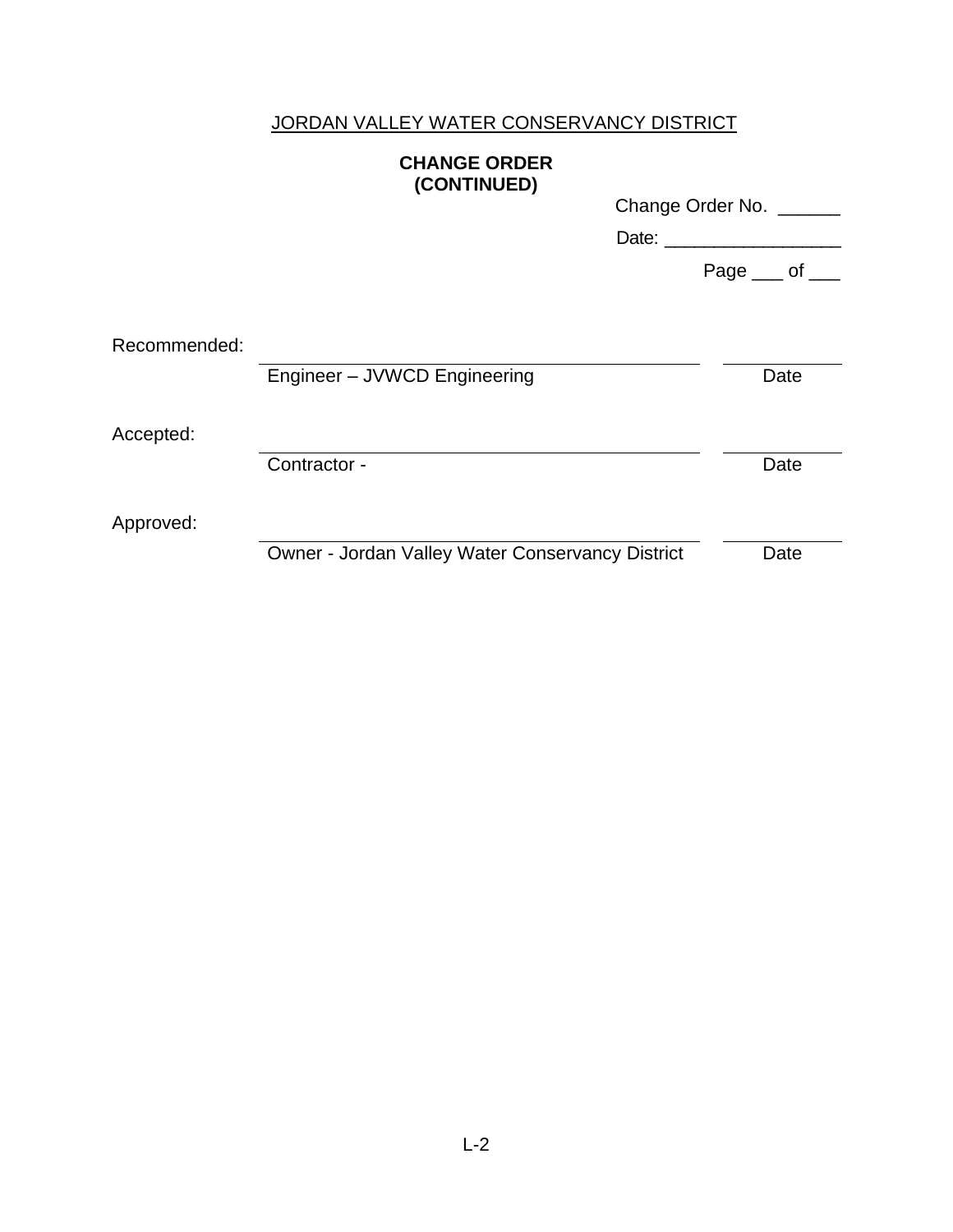JORDAN VALLEY WATER CONSERVANCY DISTRICT

**CHANGE ORDER**
**(CONTINUED)**

Change Order No. ______

Date: _________________

Page ___ of ___

Recommended:

| | | |
|---|---|---|
| | Engineer – JVWCD Engineering | Date |

Accepted:

| | | |
|---|---|---|
| | Contractor - | Date |

Approved:

| | | |
|---|---|---|
| | Owner - Jordan Valley Water Conservancy District | Date |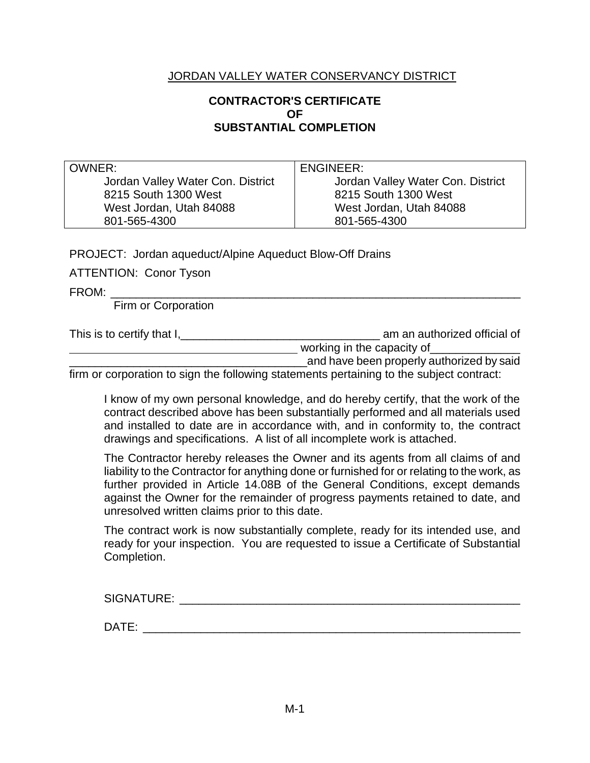JORDAN VALLEY WATER CONSERVANCY DISTRICT

**CONTRACTOR'S CERTIFICATE**
**OF**
**SUBSTANTIAL COMPLETION**

| OWNER: | ENGINEER: |
|---|---|
| Jordan Valley Water Con. District<br>8215 South 1300 West<br>West Jordan, Utah 84088<br>801-565-4300 | Jordan Valley Water Con. District<br>8215 South 1300 West<br>West Jordan, Utah 84088<br>801-565-4300 |

PROJECT: Jordan aqueduct/Alpine Aqueduct Blow-Off Drains

ATTENTION: Conor Tyson

FROM: ________________________________________________________________
Firm or Corporation

This is to certify that I,________________________________ am an authorized official of ____________________________________ working in the capacity of______________ ______________________________________and have been properly authorized by said firm or corporation to sign the following statements pertaining to the subject contract:

I know of my own personal knowledge, and do hereby certify, that the work of the contract described above has been substantially performed and all materials used and installed to date are in accordance with, and in conformity to, the contract drawings and specifications. A list of all incomplete work is attached.

The Contractor hereby releases the Owner and its agents from all claims of and liability to the Contractor for anything done or furnished for or relating to the work, as further provided in Article 14.08B of the General Conditions, except demands against the Owner for the remainder of progress payments retained to date, and unresolved written claims prior to this date.

The contract work is now substantially complete, ready for its intended use, and ready for your inspection. You are requested to issue a Certificate of Substantial Completion.

SIGNATURE: ______________________________________________________

DATE: __________________________________________________________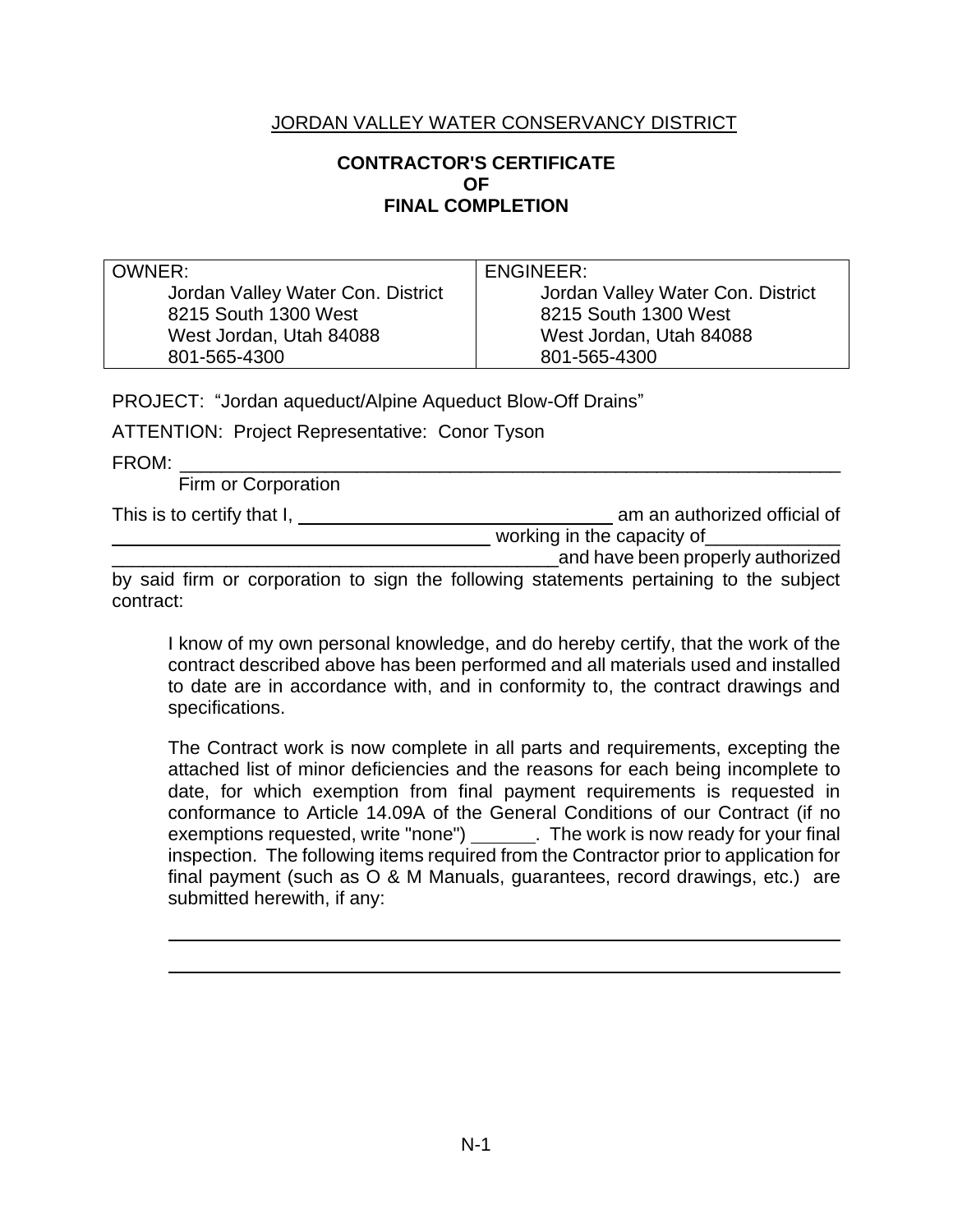JORDAN VALLEY WATER CONSERVANCY DISTRICT

**CONTRACTOR'S CERTIFICATE**
**OF**
**FINAL COMPLETION**

| OWNER: | ENGINEER: |
|---|---|
| Jordan Valley Water Con. District<br>8215 South 1300 West<br>West Jordan, Utah 84088<br>801-565-4300 | Jordan Valley Water Con. District<br>8215 South 1300 West<br>West Jordan, Utah 84088<br>801-565-4300 |

PROJECT: "Jordan aqueduct/Alpine Aqueduct Blow-Off Drains"

ATTENTION: Project Representative: Conor Tyson

FROM: ____________________________________________________________
Firm or Corporation

This is to certify that I, ______________________________ am an authorized official of ______________________________________ working in the capacity of_____________ ____________________________________________and have been properly authorized by said firm or corporation to sign the following statements pertaining to the subject contract:

I know of my own personal knowledge, and do hereby certify, that the work of the contract described above has been performed and all materials used and installed to date are in accordance with, and in conformity to, the contract drawings and specifications.

The Contract work is now complete in all parts and requirements, excepting the attached list of minor deficiencies and the reasons for each being incomplete to date, for which exemption from final payment requirements is requested in conformance to Article 14.09A of the General Conditions of our Contract (if no exemptions requested, write "none") ______. The work is now ready for your final inspection. The following items required from the Contractor prior to application for final payment (such as O & M Manuals, guarantees, record drawings, etc.) are submitted herewith, if any:

______________________________________________________________

______________________________________________________________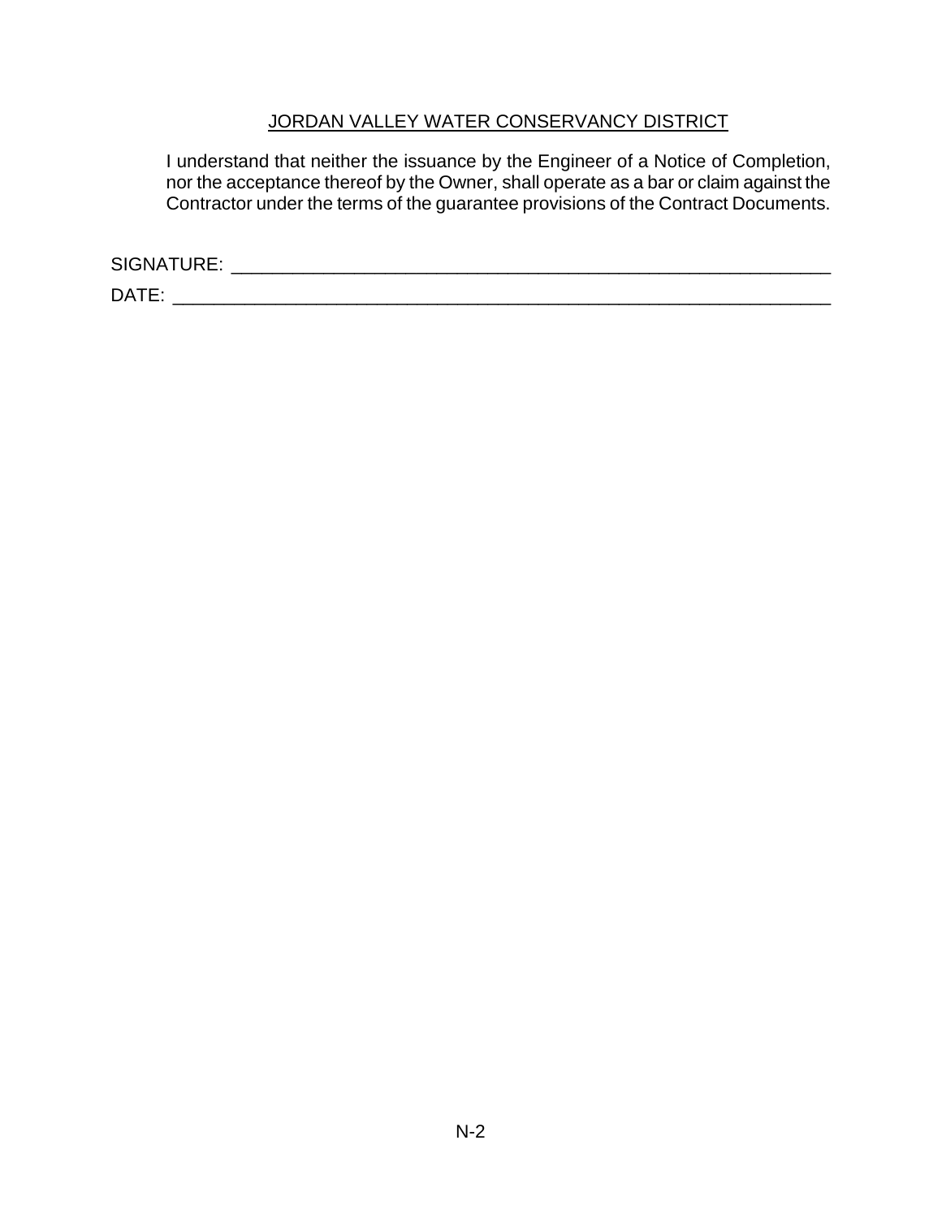<u>JORDAN VALLEY WATER CONSERVANCY DISTRICT</u>

I understand that neither the issuance by the Engineer of a Notice of Completion, nor the acceptance thereof by the Owner, shall operate as a bar or claim against the Contractor under the terms of the guarantee provisions of the Contract Documents.

SIGNATURE: ____________________________________________________________

DATE: _________________________________________________________________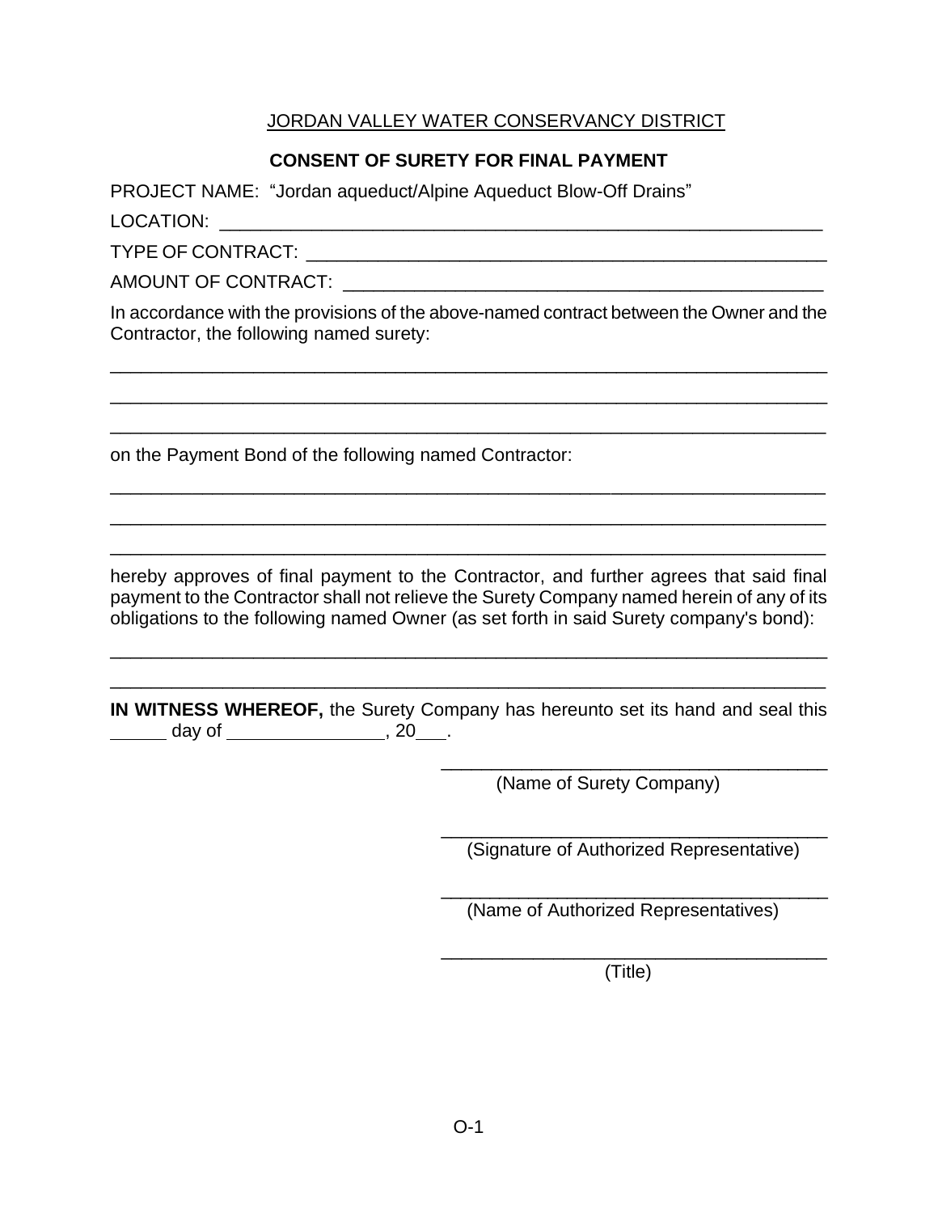JORDAN VALLEY WATER CONSERVANCY DISTRICT

**CONSENT OF SURETY FOR FINAL PAYMENT**

PROJECT NAME: "Jordan aqueduct/Alpine Aqueduct Blow-Off Drains"

LOCATION: ____________________________________________________________

TYPE OF CONTRACT: ____________________________________________________

AMOUNT OF CONTRACT: _________________________________________________

In accordance with the provisions of the above-named contract between the Owner and the Contractor, the following named surety:

_________________________________________________________________________

_________________________________________________________________________

_________________________________________________________________________

on the Payment Bond of the following named Contractor:

_________________________________________________________________________

_________________________________________________________________________

_________________________________________________________________________

hereby approves of final payment to the Contractor, and further agrees that said final payment to the Contractor shall not relieve the Surety Company named herein of any of its obligations to the following named Owner (as set forth in said Surety company's bond):

_________________________________________________________________________

_________________________________________________________________________

**IN WITNESS WHEREOF,** the Surety Company has hereunto set its hand and seal this ______ day of ________________, 20___.

_______________________________________
(Name of Surety Company)

_______________________________________
(Signature of Authorized Representative)

_______________________________________
(Name of Authorized Representatives)

_______________________________________
(Title)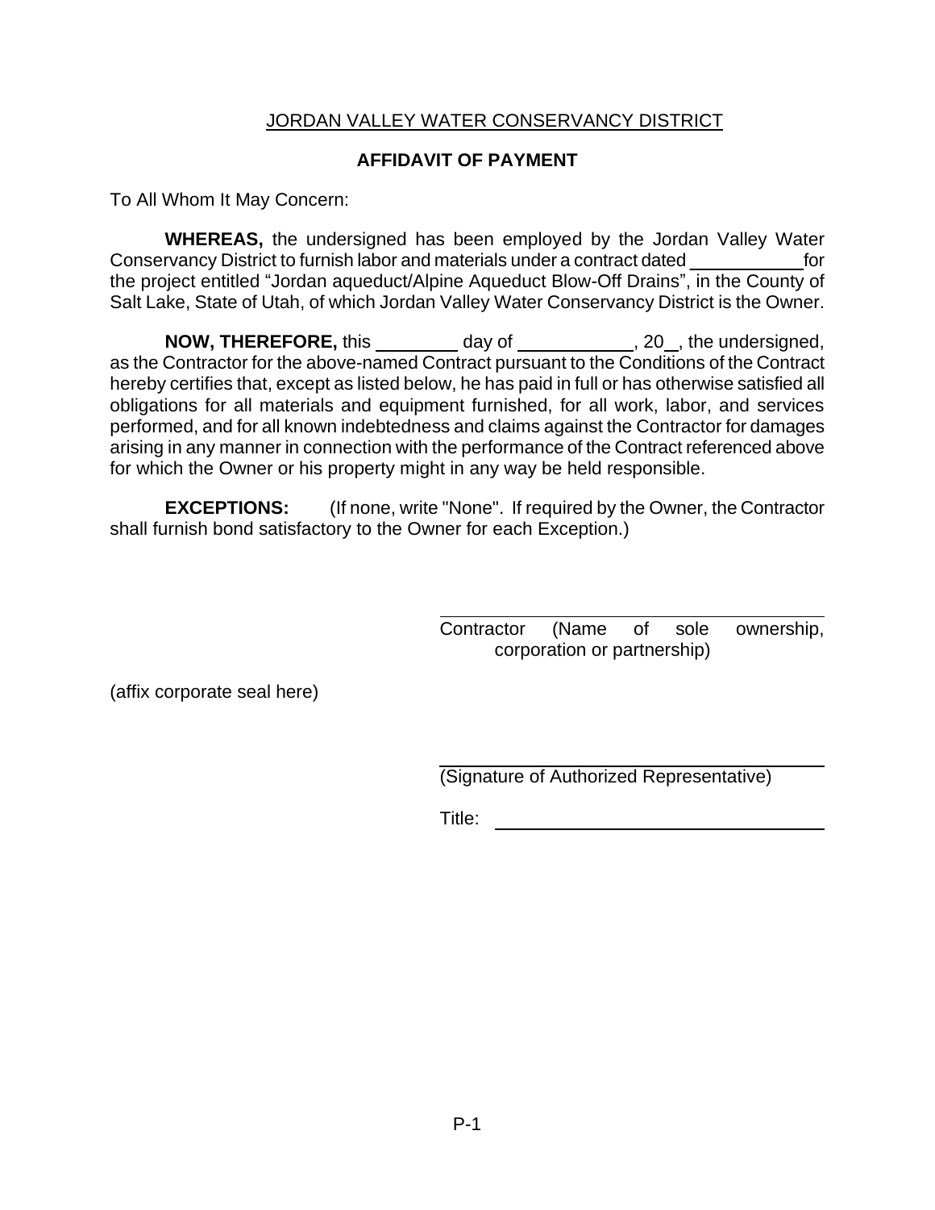JORDAN VALLEY WATER CONSERVANCY DISTRICT

## AFFIDAVIT OF PAYMENT

To All Whom It May Concern:

**WHEREAS,** the undersigned has been employed by the Jordan Valley Water Conservancy District to furnish labor and materials under a contract dated ___________ for the project entitled "Jordan aqueduct/Alpine Aqueduct Blow-Off Drains", in the County of Salt Lake, State of Utah, of which Jordan Valley Water Conservancy District is the Owner.

**NOW, THEREFORE,** this ________ day of ___________, 20__, the undersigned, as the Contractor for the above-named Contract pursuant to the Conditions of the Contract hereby certifies that, except as listed below, he has paid in full or has otherwise satisfied all obligations for all materials and equipment furnished, for all work, labor, and services performed, and for all known indebtedness and claims against the Contractor for damages arising in any manner in connection with the performance of the Contract referenced above for which the Owner or his property might in any way be held responsible.

**EXCEPTIONS:** (If none, write "None". If required by the Owner, the Contractor shall furnish bond satisfactory to the Owner for each Exception.)

______________________________
Contractor (Name of sole ownership, corporation or partnership)

(affix corporate seal here)

______________________________
(Signature of Authorized Representative)

Title: ______________________________